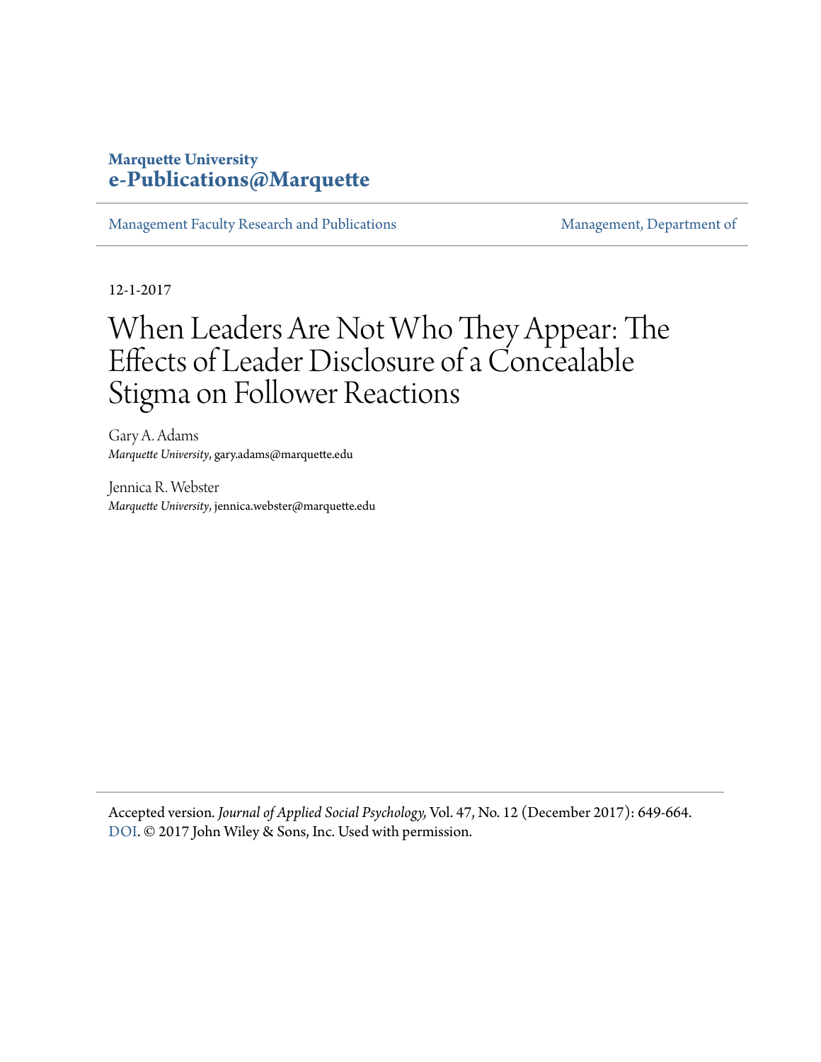**Marquette University**
**e-Publications@Marquette**

Management Faculty Research and Publications | Management, Department of

12-1-2017

# When Leaders Are Not Who They Appear: The Effects of Leader Disclosure of a Concealable Stigma on Follower Reactions

Gary A. Adams
*Marquette University*, gary.adams@marquette.edu

Jennica R. Webster
*Marquette University*, jennica.webster@marquette.edu

Accepted version. *Journal of Applied Social Psychology,* Vol. 47, No. 12 (December 2017): 649-664. DOI. © 2017 John Wiley & Sons, Inc. Used with permission.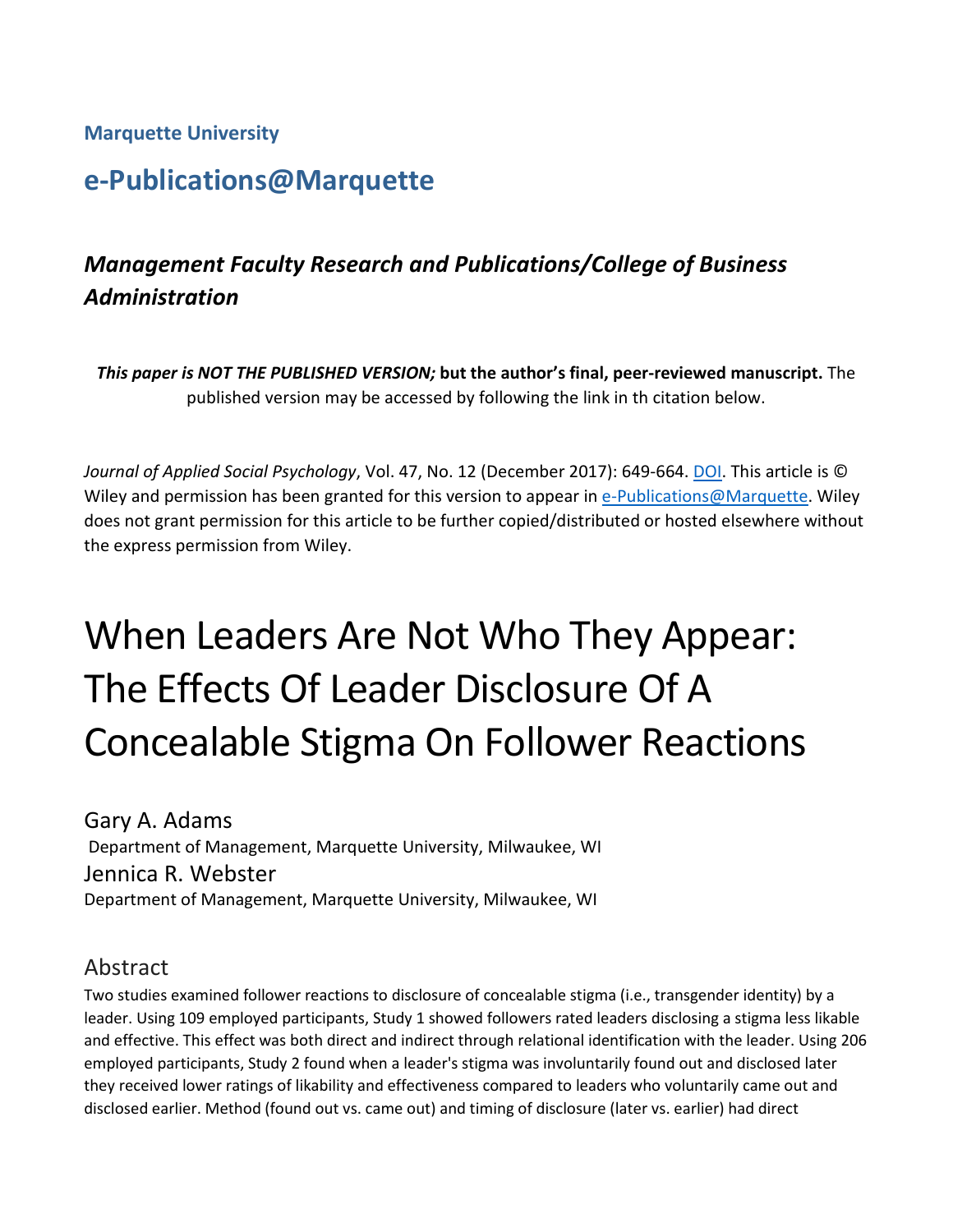Marquette University

# e-Publications@Marquette

## *Management Faculty Research and Publications/College of Business Administration*

***This paper is NOT THE PUBLISHED VERSION;* but the author's final, peer-reviewed manuscript.** The published version may be accessed by following the link in th citation below.

*Journal of Applied Social Psychology*, Vol. 47, No. 12 (December 2017): 649-664. DOI. This article is © Wiley and permission has been granted for this version to appear in e-Publications@Marquette. Wiley does not grant permission for this article to be further copied/distributed or hosted elsewhere without the express permission from Wiley.

# When Leaders Are Not Who They Appear: The Effects Of Leader Disclosure Of A Concealable Stigma On Follower Reactions

Gary A. Adams
Department of Management, Marquette University, Milwaukee, WI

Jennica R. Webster
Department of Management, Marquette University, Milwaukee, WI

## Abstract

Two studies examined follower reactions to disclosure of concealable stigma (i.e., transgender identity) by a leader. Using 109 employed participants, Study 1 showed followers rated leaders disclosing a stigma less likable and effective. This effect was both direct and indirect through relational identification with the leader. Using 206 employed participants, Study 2 found when a leader's stigma was involuntarily found out and disclosed later they received lower ratings of likability and effectiveness compared to leaders who voluntarily came out and disclosed earlier. Method (found out vs. came out) and timing of disclosure (later vs. earlier) had direct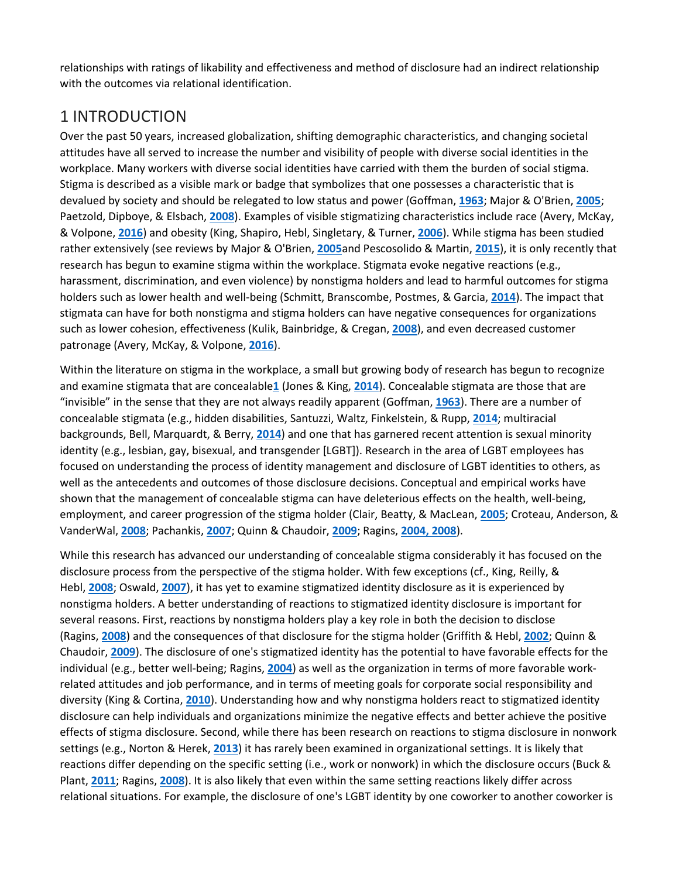relationships with ratings of likability and effectiveness and method of disclosure had an indirect relationship with the outcomes via relational identification.

# 1 INTRODUCTION

Over the past 50 years, increased globalization, shifting demographic characteristics, and changing societal attitudes have all served to increase the number and visibility of people with diverse social identities in the workplace. Many workers with diverse social identities have carried with them the burden of social stigma. Stigma is described as a visible mark or badge that symbolizes that one possesses a characteristic that is devalued by society and should be relegated to low status and power (Goffman, 1963; Major & O'Brien, 2005; Paetzold, Dipboye, & Elsbach, 2008). Examples of visible stigmatizing characteristics include race (Avery, McKay, & Volpone, 2016) and obesity (King, Shapiro, Hebl, Singletary, & Turner, 2006). While stigma has been studied rather extensively (see reviews by Major & O'Brien, 2005and Pescosolido & Martin, 2015), it is only recently that research has begun to examine stigma within the workplace. Stigmata evoke negative reactions (e.g., harassment, discrimination, and even violence) by nonstigma holders and lead to harmful outcomes for stigma holders such as lower health and well-being (Schmitt, Branscombe, Postmes, & Garcia, 2014). The impact that stigmata can have for both nonstigma and stigma holders can have negative consequences for organizations such as lower cohesion, effectiveness (Kulik, Bainbridge, & Cregan, 2008), and even decreased customer patronage (Avery, McKay, & Volpone, 2016).

Within the literature on stigma in the workplace, a small but growing body of research has begun to recognize and examine stigmata that are concealable[1] (Jones & King, 2014). Concealable stigmata are those that are "invisible" in the sense that they are not always readily apparent (Goffman, 1963). There are a number of concealable stigmata (e.g., hidden disabilities, Santuzzi, Waltz, Finkelstein, & Rupp, 2014; multiracial backgrounds, Bell, Marquardt, & Berry, 2014) and one that has garnered recent attention is sexual minority identity (e.g., lesbian, gay, bisexual, and transgender [LGBT]). Research in the area of LGBT employees has focused on understanding the process of identity management and disclosure of LGBT identities to others, as well as the antecedents and outcomes of those disclosure decisions. Conceptual and empirical works have shown that the management of concealable stigma can have deleterious effects on the health, well-being, employment, and career progression of the stigma holder (Clair, Beatty, & MacLean, 2005; Croteau, Anderson, & VanderWal, 2008; Pachankis, 2007; Quinn & Chaudoir, 2009; Ragins, 2004, 2008).

While this research has advanced our understanding of concealable stigma considerably it has focused on the disclosure process from the perspective of the stigma holder. With few exceptions (cf., King, Reilly, & Hebl, 2008; Oswald, 2007), it has yet to examine stigmatized identity disclosure as it is experienced by nonstigma holders. A better understanding of reactions to stigmatized identity disclosure is important for several reasons. First, reactions by nonstigma holders play a key role in both the decision to disclose (Ragins, 2008) and the consequences of that disclosure for the stigma holder (Griffith & Hebl, 2002; Quinn & Chaudoir, 2009). The disclosure of one's stigmatized identity has the potential to have favorable effects for the individual (e.g., better well-being; Ragins, 2004) as well as the organization in terms of more favorable work-related attitudes and job performance, and in terms of meeting goals for corporate social responsibility and diversity (King & Cortina, 2010). Understanding how and why nonstigma holders react to stigmatized identity disclosure can help individuals and organizations minimize the negative effects and better achieve the positive effects of stigma disclosure. Second, while there has been research on reactions to stigma disclosure in nonwork settings (e.g., Norton & Herek, 2013) it has rarely been examined in organizational settings. It is likely that reactions differ depending on the specific setting (i.e., work or nonwork) in which the disclosure occurs (Buck & Plant, 2011; Ragins, 2008). It is also likely that even within the same setting reactions likely differ across relational situations. For example, the disclosure of one's LGBT identity by one coworker to another coworker is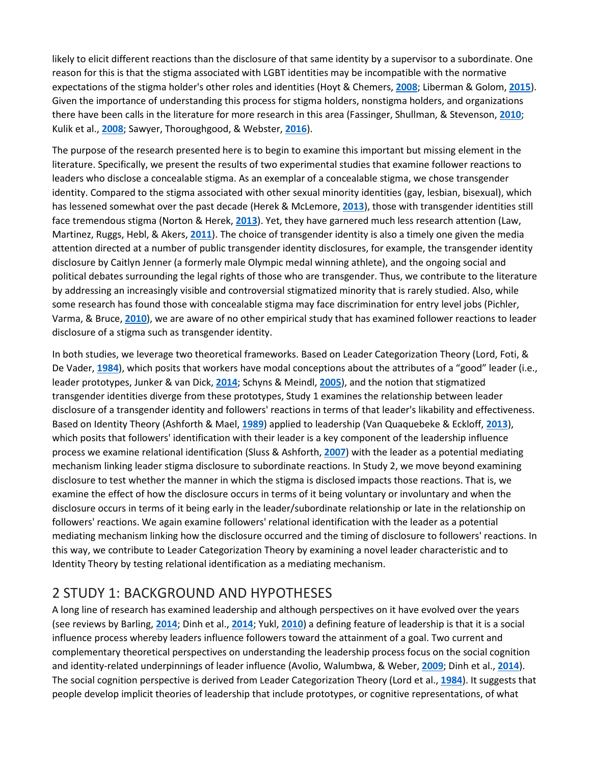likely to elicit different reactions than the disclosure of that same identity by a supervisor to a subordinate. One reason for this is that the stigma associated with LGBT identities may be incompatible with the normative expectations of the stigma holder's other roles and identities (Hoyt & Chemers, 2008; Liberman & Golom, 2015). Given the importance of understanding this process for stigma holders, nonstigma holders, and organizations there have been calls in the literature for more research in this area (Fassinger, Shullman, & Stevenson, 2010; Kulik et al., 2008; Sawyer, Thoroughgood, & Webster, 2016).

The purpose of the research presented here is to begin to examine this important but missing element in the literature. Specifically, we present the results of two experimental studies that examine follower reactions to leaders who disclose a concealable stigma. As an exemplar of a concealable stigma, we chose transgender identity. Compared to the stigma associated with other sexual minority identities (gay, lesbian, bisexual), which has lessened somewhat over the past decade (Herek & McLemore, 2013), those with transgender identities still face tremendous stigma (Norton & Herek, 2013). Yet, they have garnered much less research attention (Law, Martinez, Ruggs, Hebl, & Akers, 2011). The choice of transgender identity is also a timely one given the media attention directed at a number of public transgender identity disclosures, for example, the transgender identity disclosure by Caitlyn Jenner (a formerly male Olympic medal winning athlete), and the ongoing social and political debates surrounding the legal rights of those who are transgender. Thus, we contribute to the literature by addressing an increasingly visible and controversial stigmatized minority that is rarely studied. Also, while some research has found those with concealable stigma may face discrimination for entry level jobs (Pichler, Varma, & Bruce, 2010), we are aware of no other empirical study that has examined follower reactions to leader disclosure of a stigma such as transgender identity.

In both studies, we leverage two theoretical frameworks. Based on Leader Categorization Theory (Lord, Foti, & De Vader, 1984), which posits that workers have modal conceptions about the attributes of a "good" leader (i.e., leader prototypes, Junker & van Dick, 2014; Schyns & Meindl, 2005), and the notion that stigmatized transgender identities diverge from these prototypes, Study 1 examines the relationship between leader disclosure of a transgender identity and followers' reactions in terms of that leader's likability and effectiveness. Based on Identity Theory (Ashforth & Mael, 1989) applied to leadership (Van Quaquebeke & Eckloff, 2013), which posits that followers' identification with their leader is a key component of the leadership influence process we examine relational identification (Sluss & Ashforth, 2007) with the leader as a potential mediating mechanism linking leader stigma disclosure to subordinate reactions. In Study 2, we move beyond examining disclosure to test whether the manner in which the stigma is disclosed impacts those reactions. That is, we examine the effect of how the disclosure occurs in terms of it being voluntary or involuntary and when the disclosure occurs in terms of it being early in the leader/subordinate relationship or late in the relationship on followers' reactions. We again examine followers' relational identification with the leader as a potential mediating mechanism linking how the disclosure occurred and the timing of disclosure to followers' reactions. In this way, we contribute to Leader Categorization Theory by examining a novel leader characteristic and to Identity Theory by testing relational identification as a mediating mechanism.

## 2 STUDY 1: BACKGROUND AND HYPOTHESES

A long line of research has examined leadership and although perspectives on it have evolved over the years (see reviews by Barling, 2014; Dinh et al., 2014; Yukl, 2010) a defining feature of leadership is that it is a social influence process whereby leaders influence followers toward the attainment of a goal. Two current and complementary theoretical perspectives on understanding the leadership process focus on the social cognition and identity-related underpinnings of leader influence (Avolio, Walumbwa, & Weber, 2009; Dinh et al., 2014). The social cognition perspective is derived from Leader Categorization Theory (Lord et al., 1984). It suggests that people develop implicit theories of leadership that include prototypes, or cognitive representations, of what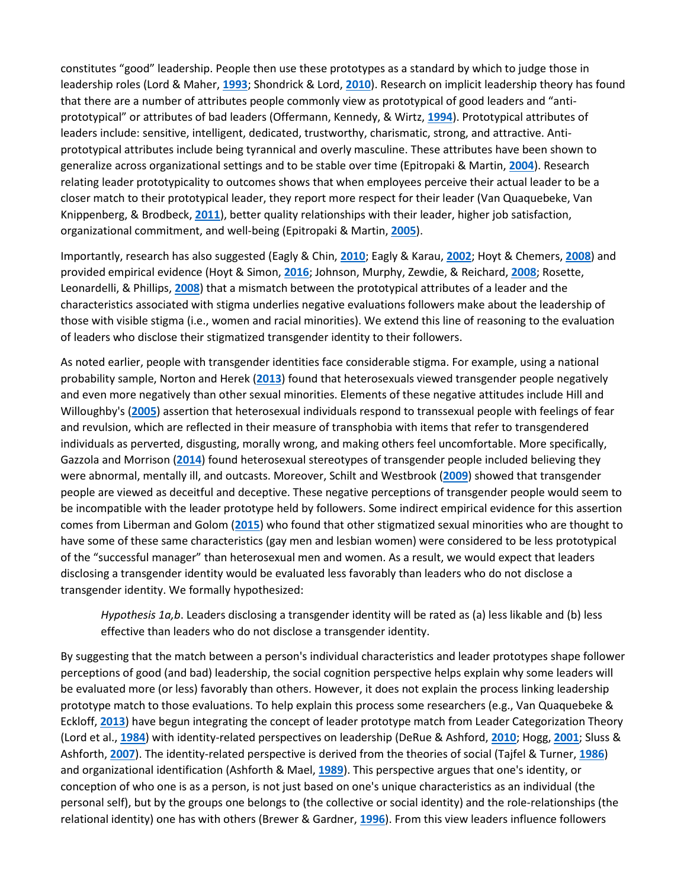constitutes “good” leadership. People then use these prototypes as a standard by which to judge those in leadership roles (Lord & Maher, **1993**; Shondrick & Lord, **2010**). Research on implicit leadership theory has found that there are a number of attributes people commonly view as prototypical of good leaders and “anti-prototypical” or attributes of bad leaders (Offermann, Kennedy, & Wirtz, **1994**). Prototypical attributes of leaders include: sensitive, intelligent, dedicated, trustworthy, charismatic, strong, and attractive. Anti-prototypical attributes include being tyrannical and overly masculine. These attributes have been shown to generalize across organizational settings and to be stable over time (Epitropaki & Martin, **2004**). Research relating leader prototypicality to outcomes shows that when employees perceive their actual leader to be a closer match to their prototypical leader, they report more respect for their leader (Van Quaquebeke, Van Knippenberg, & Brodbeck, **2011**), better quality relationships with their leader, higher job satisfaction, organizational commitment, and well-being (Epitropaki & Martin, **2005**).

Importantly, research has also suggested (Eagly & Chin, **2010**; Eagly & Karau, **2002**; Hoyt & Chemers, **2008**) and provided empirical evidence (Hoyt & Simon, **2016**; Johnson, Murphy, Zewdie, & Reichard, **2008**; Rosette, Leonardelli, & Phillips, **2008**) that a mismatch between the prototypical attributes of a leader and the characteristics associated with stigma underlies negative evaluations followers make about the leadership of those with visible stigma (i.e., women and racial minorities). We extend this line of reasoning to the evaluation of leaders who disclose their stigmatized transgender identity to their followers.

As noted earlier, people with transgender identities face considerable stigma. For example, using a national probability sample, Norton and Herek (**2013**) found that heterosexuals viewed transgender people negatively and even more negatively than other sexual minorities. Elements of these negative attitudes include Hill and Willoughby's (**2005**) assertion that heterosexual individuals respond to transsexual people with feelings of fear and revulsion, which are reflected in their measure of transphobia with items that refer to transgendered individuals as perverted, disgusting, morally wrong, and making others feel uncomfortable. More specifically, Gazzola and Morrison (**2014**) found heterosexual stereotypes of transgender people included believing they were abnormal, mentally ill, and outcasts. Moreover, Schilt and Westbrook (**2009**) showed that transgender people are viewed as deceitful and deceptive. These negative perceptions of transgender people would seem to be incompatible with the leader prototype held by followers. Some indirect empirical evidence for this assertion comes from Liberman and Golom (**2015**) who found that other stigmatized sexual minorities who are thought to have some of these same characteristics (gay men and lesbian women) were considered to be less prototypical of the “successful manager” than heterosexual men and women. As a result, we would expect that leaders disclosing a transgender identity would be evaluated less favorably than leaders who do not disclose a transgender identity. We formally hypothesized:

> *Hypothesis 1a,b*. Leaders disclosing a transgender identity will be rated as (a) less likable and (b) less effective than leaders who do not disclose a transgender identity.

By suggesting that the match between a person's individual characteristics and leader prototypes shape follower perceptions of good (and bad) leadership, the social cognition perspective helps explain why some leaders will be evaluated more (or less) favorably than others. However, it does not explain the process linking leadership prototype match to those evaluations. To help explain this process some researchers (e.g., Van Quaquebeke & Eckloff, **2013**) have begun integrating the concept of leader prototype match from Leader Categorization Theory (Lord et al., **1984**) with identity-related perspectives on leadership (DeRue & Ashford, **2010**; Hogg, **2001**; Sluss & Ashforth, **2007**). The identity-related perspective is derived from the theories of social (Tajfel & Turner, **1986**) and organizational identification (Ashforth & Mael, **1989**). This perspective argues that one's identity, or conception of who one is as a person, is not just based on one's unique characteristics as an individual (the personal self), but by the groups one belongs to (the collective or social identity) and the role-relationships (the relational identity) one has with others (Brewer & Gardner, **1996**). From this view leaders influence followers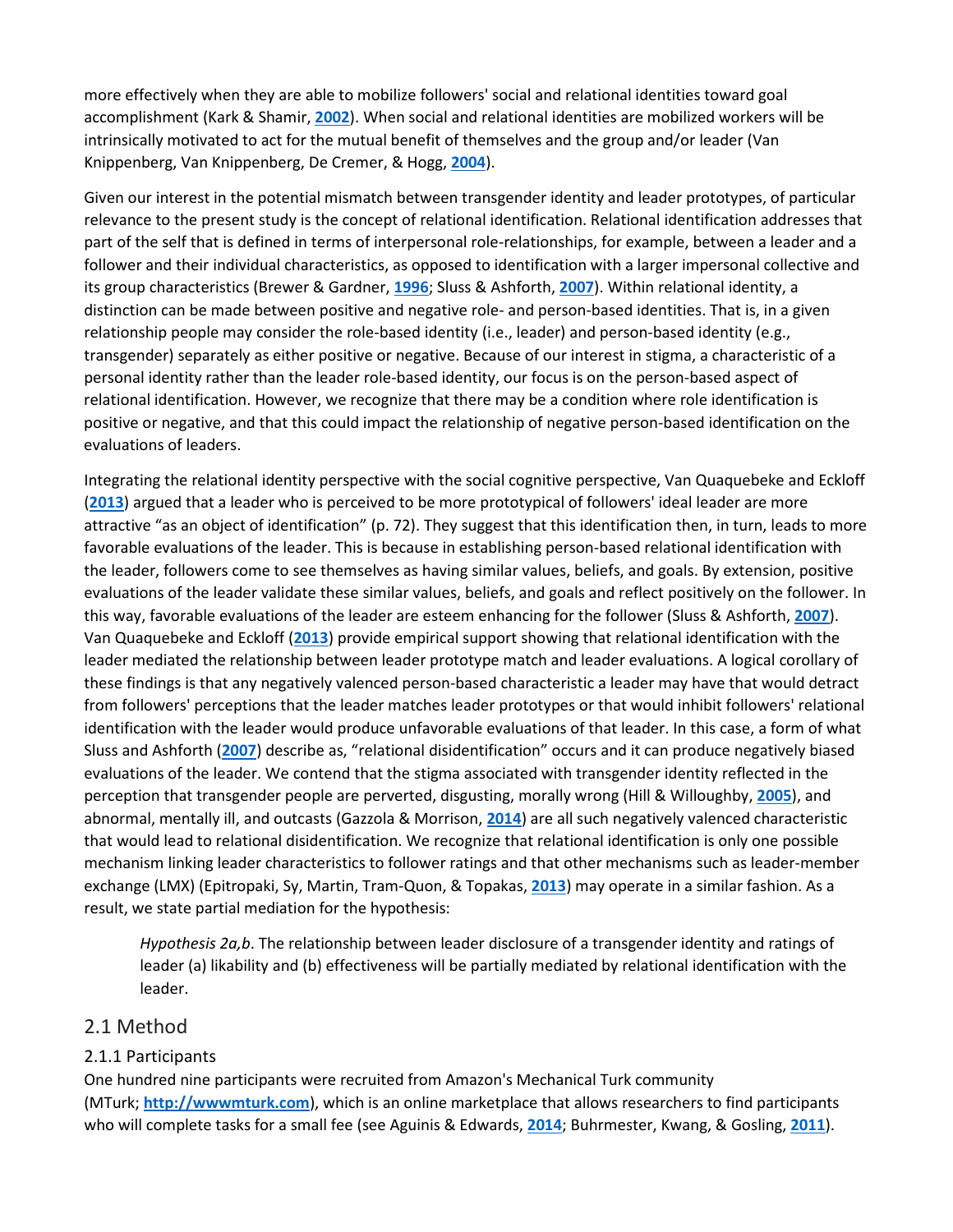more effectively when they are able to mobilize followers' social and relational identities toward goal accomplishment (Kark & Shamir, 2002). When social and relational identities are mobilized workers will be intrinsically motivated to act for the mutual benefit of themselves and the group and/or leader (Van Knippenberg, Van Knippenberg, De Cremer, & Hogg, 2004).

Given our interest in the potential mismatch between transgender identity and leader prototypes, of particular relevance to the present study is the concept of relational identification. Relational identification addresses that part of the self that is defined in terms of interpersonal role-relationships, for example, between a leader and a follower and their individual characteristics, as opposed to identification with a larger impersonal collective and its group characteristics (Brewer & Gardner, 1996; Sluss & Ashforth, 2007). Within relational identity, a distinction can be made between positive and negative role- and person-based identities. That is, in a given relationship people may consider the role-based identity (i.e., leader) and person-based identity (e.g., transgender) separately as either positive or negative. Because of our interest in stigma, a characteristic of a personal identity rather than the leader role-based identity, our focus is on the person-based aspect of relational identification. However, we recognize that there may be a condition where role identification is positive or negative, and that this could impact the relationship of negative person-based identification on the evaluations of leaders.

Integrating the relational identity perspective with the social cognitive perspective, Van Quaquebeke and Eckloff (2013) argued that a leader who is perceived to be more prototypical of followers' ideal leader are more attractive "as an object of identification" (p. 72). They suggest that this identification then, in turn, leads to more favorable evaluations of the leader. This is because in establishing person-based relational identification with the leader, followers come to see themselves as having similar values, beliefs, and goals. By extension, positive evaluations of the leader validate these similar values, beliefs, and goals and reflect positively on the follower. In this way, favorable evaluations of the leader are esteem enhancing for the follower (Sluss & Ashforth, 2007). Van Quaquebeke and Eckloff (2013) provide empirical support showing that relational identification with the leader mediated the relationship between leader prototype match and leader evaluations. A logical corollary of these findings is that any negatively valenced person-based characteristic a leader may have that would detract from followers' perceptions that the leader matches leader prototypes or that would inhibit followers' relational identification with the leader would produce unfavorable evaluations of that leader. In this case, a form of what Sluss and Ashforth (2007) describe as, "relational disidentification" occurs and it can produce negatively biased evaluations of the leader. We contend that the stigma associated with transgender identity reflected in the perception that transgender people are perverted, disgusting, morally wrong (Hill & Willoughby, 2005), and abnormal, mentally ill, and outcasts (Gazzola & Morrison, 2014) are all such negatively valenced characteristic that would lead to relational disidentification. We recognize that relational identification is only one possible mechanism linking leader characteristics to follower ratings and that other mechanisms such as leader-member exchange (LMX) (Epitropaki, Sy, Martin, Tram-Quon, & Topakas, 2013) may operate in a similar fashion. As a result, we state partial mediation for the hypothesis:

> *Hypothesis 2a,b*. The relationship between leader disclosure of a transgender identity and ratings of leader (a) likability and (b) effectiveness will be partially mediated by relational identification with the leader.

## 2.1 Method

### 2.1.1 Participants

One hundred nine participants were recruited from Amazon's Mechanical Turk community (MTurk; http://wwwmturk.com), which is an online marketplace that allows researchers to find participants who will complete tasks for a small fee (see Aguinis & Edwards, 2014; Buhrmester, Kwang, & Gosling, 2011).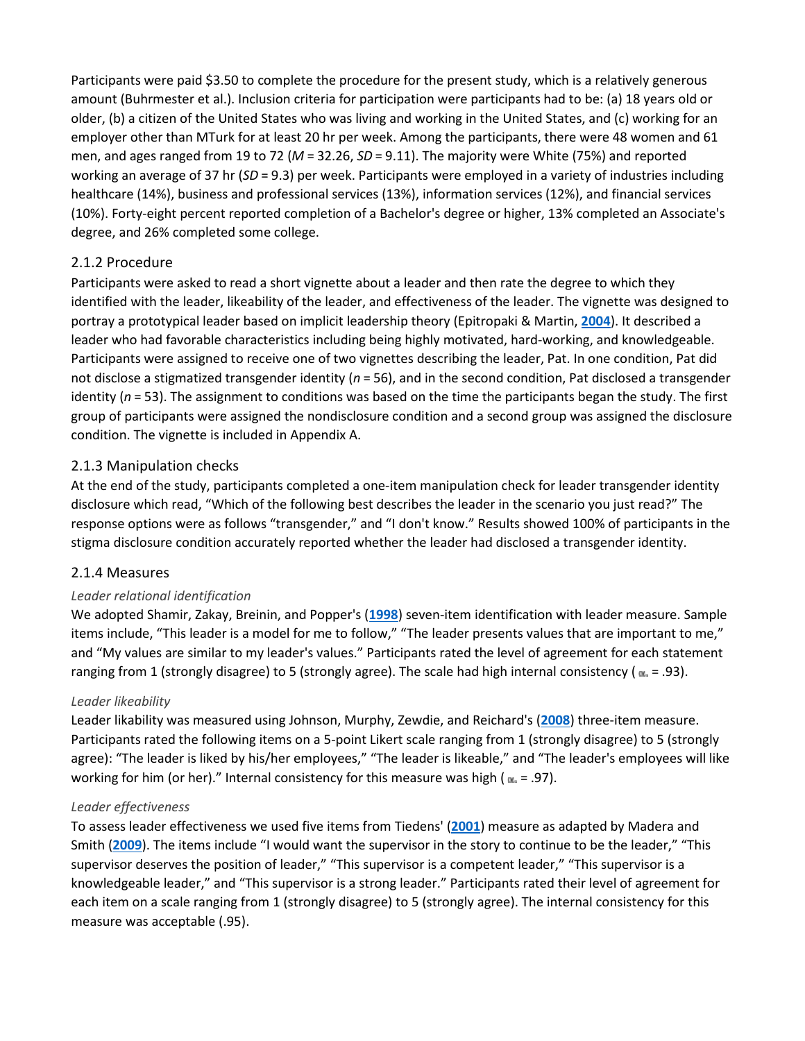Participants were paid $3.50 to complete the procedure for the present study, which is a relatively generous amount (Buhrmester et al.). Inclusion criteria for participation were participants had to be: (a) 18 years old or older, (b) a citizen of the United States who was living and working in the United States, and (c) working for an employer other than MTurk for at least 20 hr per week. Among the participants, there were 48 women and 61 men, and ages ranged from 19 to 72 ($M$ = 32.26, $SD$ = 9.11). The majority were White (75%) and reported working an average of 37 hr ($SD$ = 9.3) per week. Participants were employed in a variety of industries including healthcare (14%), business and professional services (13%), information services (12%), and financial services (10%). Forty-eight percent reported completion of a Bachelor's degree or higher, 13% completed an Associate's degree, and 26% completed some college.

### 2.1.2 Procedure

Participants were asked to read a short vignette about a leader and then rate the degree to which they identified with the leader, likeability of the leader, and effectiveness of the leader. The vignette was designed to portray a prototypical leader based on implicit leadership theory (Epitropaki & Martin, **2004**). It described a leader who had favorable characteristics including being highly motivated, hard-working, and knowledgeable. Participants were assigned to receive one of two vignettes describing the leader, Pat. In one condition, Pat did not disclose a stigmatized transgender identity ($n$ = 56), and in the second condition, Pat disclosed a transgender identity ($n$ = 53). The assignment to conditions was based on the time the participants began the study. The first group of participants were assigned the nondisclosure condition and a second group was assigned the disclosure condition. The vignette is included in Appendix A.

### 2.1.3 Manipulation checks

At the end of the study, participants completed a one-item manipulation check for leader transgender identity disclosure which read, "Which of the following best describes the leader in the scenario you just read?" The response options were as follows "transgender," and "I don't know." Results showed 100% of participants in the stigma disclosure condition accurately reported whether the leader had disclosed a transgender identity.

### 2.1.4 Measures

*Leader relational identification*

We adopted Shamir, Zakay, Breinin, and Popper's (**1998**) seven-item identification with leader measure. Sample items include, "This leader is a model for me to follow," "The leader presents values that are important to me," and "My values are similar to my leader's values." Participants rated the level of agreement for each statement ranging from 1 (strongly disagree) to 5 (strongly agree). The scale had high internal consistency ($\alpha$ = .93).

*Leader likeability*

Leader likability was measured using Johnson, Murphy, Zewdie, and Reichard's (**2008**) three-item measure. Participants rated the following items on a 5-point Likert scale ranging from 1 (strongly disagree) to 5 (strongly agree): "The leader is liked by his/her employees," "The leader is likeable," and "The leader's employees will like working for him (or her)." Internal consistency for this measure was high ($\alpha$ = .97).

*Leader effectiveness*

To assess leader effectiveness we used five items from Tiedens' (**2001**) measure as adapted by Madera and Smith (**2009**). The items include "I would want the supervisor in the story to continue to be the leader," "This supervisor deserves the position of leader," "This supervisor is a competent leader," "This supervisor is a knowledgeable leader," and "This supervisor is a strong leader." Participants rated their level of agreement for each item on a scale ranging from 1 (strongly disagree) to 5 (strongly agree). The internal consistency for this measure was acceptable (.95).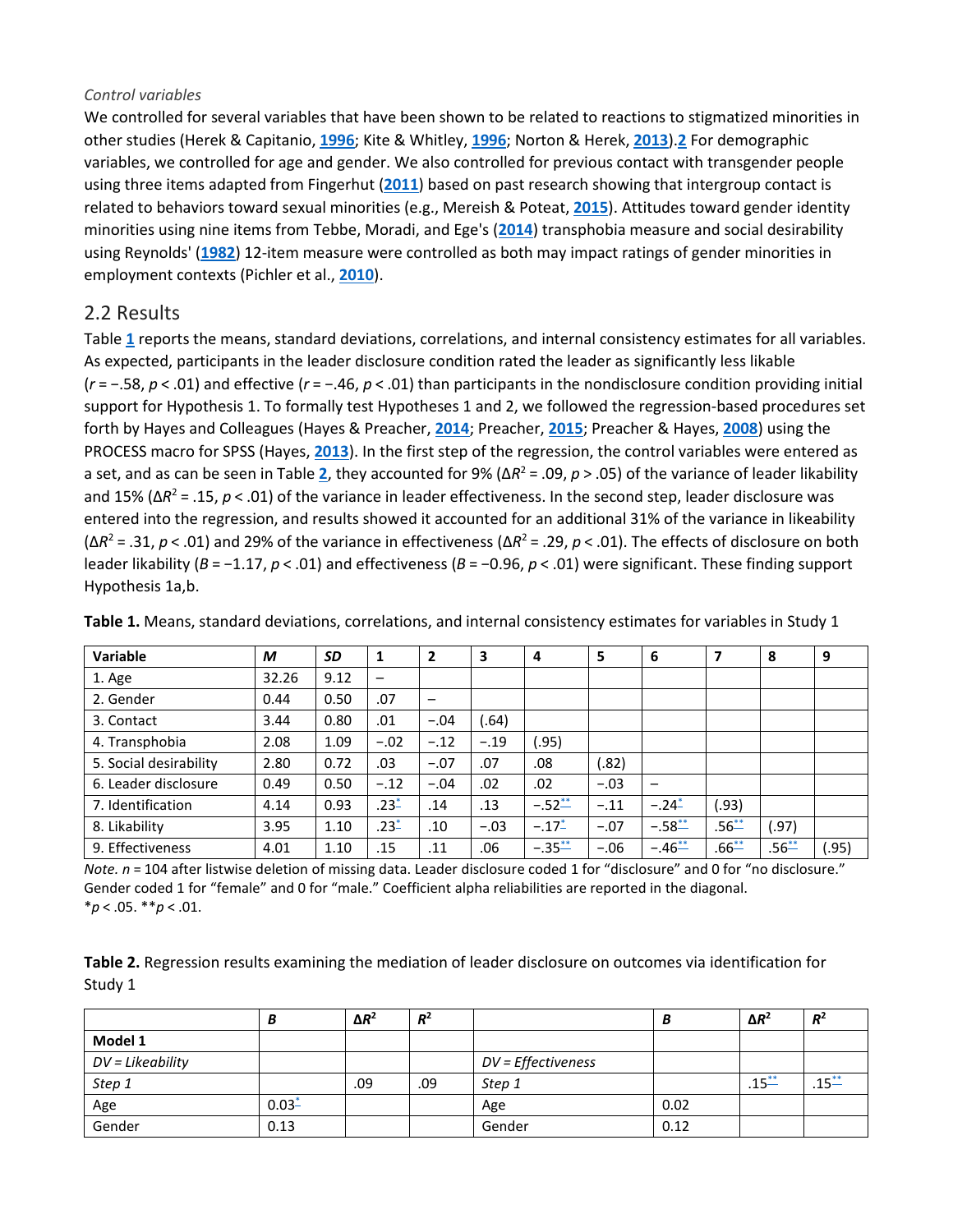*Control variables*

We controlled for several variables that have been shown to be related to reactions to stigmatized minorities in other studies (Herek & Capitanio, 1996; Kite & Whitley, 1996; Norton & Herek, 2013).2 For demographic variables, we controlled for age and gender. We also controlled for previous contact with transgender people using three items adapted from Fingerhut (2011) based on past research showing that intergroup contact is related to behaviors toward sexual minorities (e.g., Mereish & Poteat, 2015). Attitudes toward gender identity minorities using nine items from Tebbe, Moradi, and Ege's (2014) transphobia measure and social desirability using Reynolds' (1982) 12-item measure were controlled as both may impact ratings of gender minorities in employment contexts (Pichler et al., 2010).

## 2.2 Results

Table 1 reports the means, standard deviations, correlations, and internal consistency estimates for all variables. As expected, participants in the leader disclosure condition rated the leader as significantly less likable ($r = -.58$, $p < .01$) and effective ($r = -.46$, $p < .01$) than participants in the nondisclosure condition providing initial support for Hypothesis 1. To formally test Hypotheses 1 and 2, we followed the regression-based procedures set forth by Hayes and Colleagues (Hayes & Preacher, 2014; Preacher, 2015; Preacher & Hayes, 2008) using the PROCESS macro for SPSS (Hayes, 2013). In the first step of the regression, the control variables were entered as a set, and as can be seen in Table 2, they accounted for 9% ($\Delta R^2 = .09$, $p > .05$) of the variance of leader likability and 15% ($\Delta R^2 = .15$, $p < .01$) of the variance in leader effectiveness. In the second step, leader disclosure was entered into the regression, and results showed it accounted for an additional 31% of the variance in likeability ($\Delta R^2 = .31$, $p < .01$) and 29% of the variance in effectiveness ($\Delta R^2 = .29$, $p < .01$). The effects of disclosure on both leader likability ($B = -1.17$, $p < .01$) and effectiveness ($B = -0.96$, $p < .01$) were significant. These finding support Hypothesis 1a,b.

**Table 1.** Means, standard deviations, correlations, and internal consistency estimates for variables in Study 1

| Variable | *M* | *SD* | 1 | 2 | 3 | 4 | 5 | 6 | 7 | 8 | 9 |
|---|---|---|---|---|---|---|---|---|---|---|---|
| 1. Age | 32.26 | 9.12 | – | | | | | | | | |
| 2. Gender | 0.44 | 0.50 | .07 | – | | | | | | | |
| 3. Contact | 3.44 | 0.80 | .01 | −.04 | (.64) | | | | | | |
| 4. Transphobia | 2.08 | 1.09 | −.02 | −.12 | −.19 | (.95) | | | | | |
| 5. Social desirability | 2.80 | 0.72 | .03 | −.07 | .07 | .08 | (.82) | | | | |
| 6. Leader disclosure | 0.49 | 0.50 | −.12 | −.04 | .02 | .02 | −.03 | – | | | |
| 7. Identification | 4.14 | 0.93 | .23* | .14 | .13 | −.52** | −.11 | −.24* | (.93) | | |
| 8. Likability | 3.95 | 1.10 | .23* | .10 | −.03 | −.17* | −.07 | −.58** | .56** | (.97) | |
| 9. Effectiveness | 4.01 | 1.10 | .15 | .11 | .06 | −.35** | −.06 | −.46** | .66** | .56** | (.95) |

*Note.* $n = 104$ after listwise deletion of missing data. Leader disclosure coded 1 for "disclosure" and 0 for "no disclosure." Gender coded 1 for "female" and 0 for "male." Coefficient alpha reliabilities are reported in the diagonal.
\*$p < .05$. \*\*$p < .01$.

**Table 2.** Regression results examining the mediation of leader disclosure on outcomes via identification for Study 1

| | *B* | $\Delta R^2$ | $R^2$ | | *B* | $\Delta R^2$ | $R^2$ |
|---|---|---|---|---|---|---|---|
| **Model 1** | | | | | | | |
| *DV = Likeability* | | | | *DV = Effectiveness* | | | |
| *Step 1* | | .09 | .09 | *Step 1* | | .15** | .15** |
| Age | 0.03* | | | Age | 0.02 | | |
| Gender | 0.13 | | | Gender | 0.12 | | |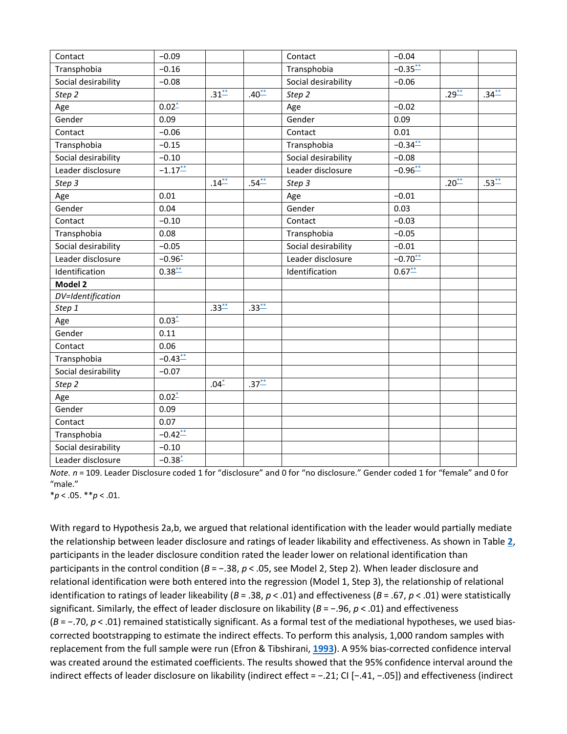| | | | | | | | |
|---|---|---|---|---|---|---|---|
| Contact | −0.09 | | | Contact | −0.04 | | |
| Transphobia | −0.16 | | | Transphobia | −0.35** | | |
| Social desirability | −0.08 | | | Social desirability | −0.06 | | |
| *Step 2* | | .31** | .40** | *Step 2* | | .29** | .34** |
| Age | 0.02* | | | Age | −0.02 | | |
| Gender | 0.09 | | | Gender | 0.09 | | |
| Contact | −0.06 | | | Contact | 0.01 | | |
| Transphobia | −0.15 | | | Transphobia | −0.34** | | |
| Social desirability | −0.10 | | | Social desirability | −0.08 | | |
| Leader disclosure | −1.17** | | | Leader disclosure | −0.96** | | |
| *Step 3* | | .14** | .54** | *Step 3* | | .20** | .53** |
| Age | 0.01 | | | Age | −0.01 | | |
| Gender | 0.04 | | | Gender | 0.03 | | |
| Contact | −0.10 | | | Contact | −0.03 | | |
| Transphobia | 0.08 | | | Transphobia | −0.05 | | |
| Social desirability | −0.05 | | | Social desirability | −0.01 | | |
| Leader disclosure | −0.96* | | | Leader disclosure | −0.70** | | |
| Identification | 0.38** | | | Identification | 0.67** | | |
| **Model 2** | | | | | | | |
| *DV=Identification* | | | | | | | |
| *Step 1* | | .33** | .33** | | | | |
| Age | 0.03* | | | | | | |
| Gender | 0.11 | | | | | | |
| Contact | 0.06 | | | | | | |
| Transphobia | −0.43** | | | | | | |
| Social desirability | −0.07 | | | | | | |
| *Step 2* | | .04* | .37** | | | | |
| Age | 0.02* | | | | | | |
| Gender | 0.09 | | | | | | |
| Contact | 0.07 | | | | | | |
| Transphobia | −0.42** | | | | | | |
| Social desirability | −0.10 | | | | | | |
| Leader disclosure | −0.38* | | | | | | |

*Note. n* = 109. Leader Disclosure coded 1 for "disclosure" and 0 for "no disclosure." Gender coded 1 for "female" and 0 for "male."
*$p < .05$. **$p < .01$.

With regard to Hypothesis 2a,b, we argued that relational identification with the leader would partially mediate the relationship between leader disclosure and ratings of leader likability and effectiveness. As shown in Table **2**, participants in the leader disclosure condition rated the leader lower on relational identification than participants in the control condition ($B = −.38$, $p < .05$, see Model 2, Step 2). When leader disclosure and relational identification were both entered into the regression (Model 1, Step 3), the relationship of relational identification to ratings of leader likeability ($B = .38$, $p < .01$) and effectiveness ($B = .67$, $p < .01$) were statistically significant. Similarly, the effect of leader disclosure on likability ($B = −.96$, $p < .01$) and effectiveness ($B = −.70$, $p < .01$) remained statistically significant. As a formal test of the mediational hypotheses, we used bias-corrected bootstrapping to estimate the indirect effects. To perform this analysis, 1,000 random samples with replacement from the full sample were run (Efron & Tibshirani, **1993**). A 95% bias-corrected confidence interval was created around the estimated coefficients. The results showed that the 95% confidence interval around the indirect effects of leader disclosure on likability (indirect effect = −.21; CI [−.41, −.05]) and effectiveness (indirect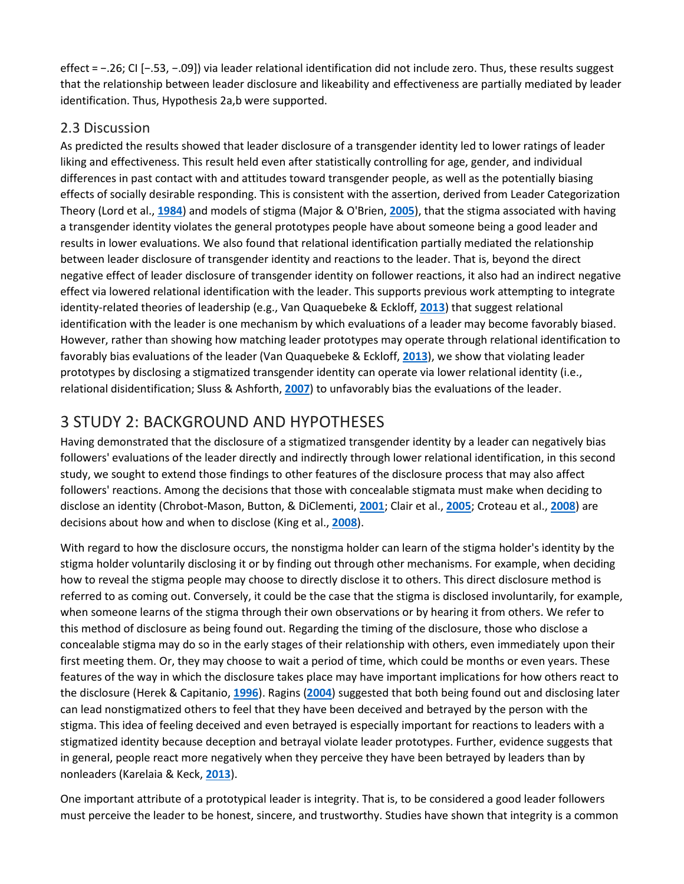effect = −.26; CI [−.53, −.09]) via leader relational identification did not include zero. Thus, these results suggest that the relationship between leader disclosure and likeability and effectiveness are partially mediated by leader identification. Thus, Hypothesis 2a,b were supported.

## 2.3 Discussion

As predicted the results showed that leader disclosure of a transgender identity led to lower ratings of leader liking and effectiveness. This result held even after statistically controlling for age, gender, and individual differences in past contact with and attitudes toward transgender people, as well as the potentially biasing effects of socially desirable responding. This is consistent with the assertion, derived from Leader Categorization Theory (Lord et al., **1984**) and models of stigma (Major & O'Brien, **2005**), that the stigma associated with having a transgender identity violates the general prototypes people have about someone being a good leader and results in lower evaluations. We also found that relational identification partially mediated the relationship between leader disclosure of transgender identity and reactions to the leader. That is, beyond the direct negative effect of leader disclosure of transgender identity on follower reactions, it also had an indirect negative effect via lowered relational identification with the leader. This supports previous work attempting to integrate identity-related theories of leadership (e.g., Van Quaquebeke & Eckloff, **2013**) that suggest relational identification with the leader is one mechanism by which evaluations of a leader may become favorably biased. However, rather than showing how matching leader prototypes may operate through relational identification to favorably bias evaluations of the leader (Van Quaquebeke & Eckloff, **2013**), we show that violating leader prototypes by disclosing a stigmatized transgender identity can operate via lower relational identity (i.e., relational disidentification; Sluss & Ashforth, **2007**) to unfavorably bias the evaluations of the leader.

# 3 STUDY 2: BACKGROUND AND HYPOTHESES

Having demonstrated that the disclosure of a stigmatized transgender identity by a leader can negatively bias followers' evaluations of the leader directly and indirectly through lower relational identification, in this second study, we sought to extend those findings to other features of the disclosure process that may also affect followers' reactions. Among the decisions that those with concealable stigmata must make when deciding to disclose an identity (Chrobot-Mason, Button, & DiClementi, **2001**; Clair et al., **2005**; Croteau et al., **2008**) are decisions about how and when to disclose (King et al., **2008**).

With regard to how the disclosure occurs, the nonstigma holder can learn of the stigma holder's identity by the stigma holder voluntarily disclosing it or by finding out through other mechanisms. For example, when deciding how to reveal the stigma people may choose to directly disclose it to others. This direct disclosure method is referred to as coming out. Conversely, it could be the case that the stigma is disclosed involuntarily, for example, when someone learns of the stigma through their own observations or by hearing it from others. We refer to this method of disclosure as being found out. Regarding the timing of the disclosure, those who disclose a concealable stigma may do so in the early stages of their relationship with others, even immediately upon their first meeting them. Or, they may choose to wait a period of time, which could be months or even years. These features of the way in which the disclosure takes place may have important implications for how others react to the disclosure (Herek & Capitanio, **1996**). Ragins (**2004**) suggested that both being found out and disclosing later can lead nonstigmatized others to feel that they have been deceived and betrayed by the person with the stigma. This idea of feeling deceived and even betrayed is especially important for reactions to leaders with a stigmatized identity because deception and betrayal violate leader prototypes. Further, evidence suggests that in general, people react more negatively when they perceive they have been betrayed by leaders than by nonleaders (Karelaia & Keck, **2013**).

One important attribute of a prototypical leader is integrity. That is, to be considered a good leader followers must perceive the leader to be honest, sincere, and trustworthy. Studies have shown that integrity is a common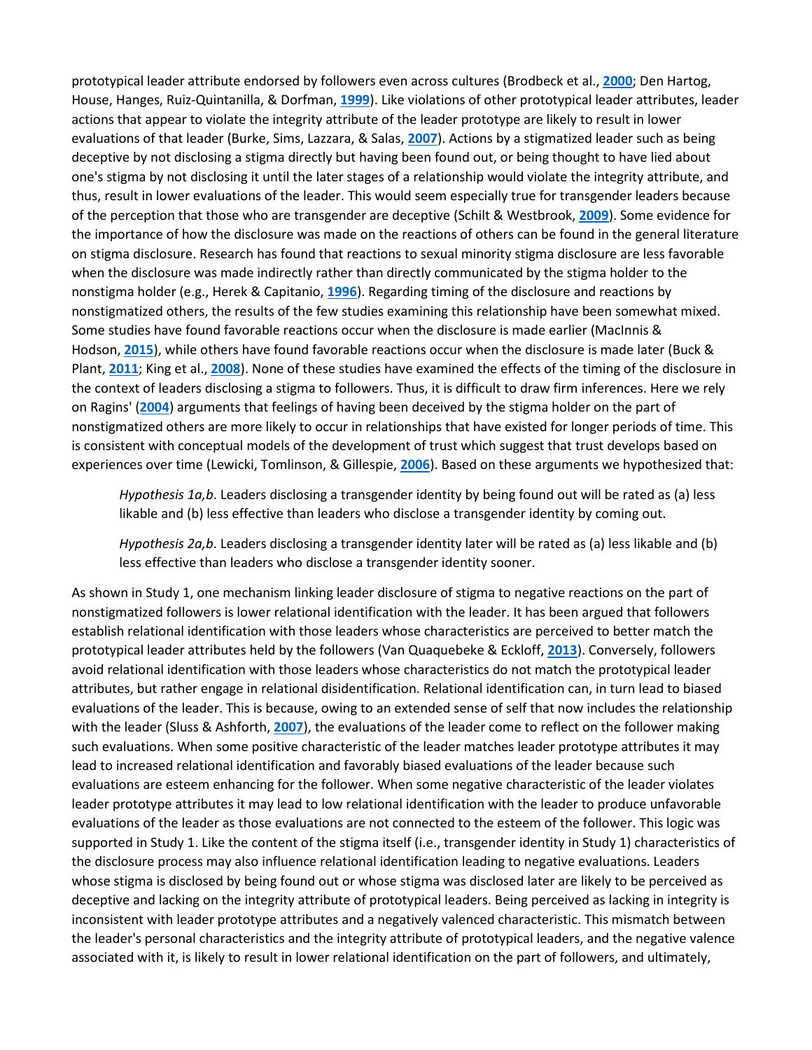prototypical leader attribute endorsed by followers even across cultures (Brodbeck et al., 2000; Den Hartog, House, Hanges, Ruiz-Quintanilla, & Dorfman, 1999). Like violations of other prototypical leader attributes, leader actions that appear to violate the integrity attribute of the leader prototype are likely to result in lower evaluations of that leader (Burke, Sims, Lazzara, & Salas, 2007). Actions by a stigmatized leader such as being deceptive by not disclosing a stigma directly but having been found out, or being thought to have lied about one's stigma by not disclosing it until the later stages of a relationship would violate the integrity attribute, and thus, result in lower evaluations of the leader. This would seem especially true for transgender leaders because of the perception that those who are transgender are deceptive (Schilt & Westbrook, 2009). Some evidence for the importance of how the disclosure was made on the reactions of others can be found in the general literature on stigma disclosure. Research has found that reactions to sexual minority stigma disclosure are less favorable when the disclosure was made indirectly rather than directly communicated by the stigma holder to the nonstigma holder (e.g., Herek & Capitanio, 1996). Regarding timing of the disclosure and reactions by nonstigmatized others, the results of the few studies examining this relationship have been somewhat mixed. Some studies have found favorable reactions occur when the disclosure is made earlier (MacInnis & Hodson, 2015), while others have found favorable reactions occur when the disclosure is made later (Buck & Plant, 2011; King et al., 2008). None of these studies have examined the effects of the timing of the disclosure in the context of leaders disclosing a stigma to followers. Thus, it is difficult to draw firm inferences. Here we rely on Ragins' (2004) arguments that feelings of having been deceived by the stigma holder on the part of nonstigmatized others are more likely to occur in relationships that have existed for longer periods of time. This is consistent with conceptual models of the development of trust which suggest that trust develops based on experiences over time (Lewicki, Tomlinson, & Gillespie, 2006). Based on these arguments we hypothesized that:

> *Hypothesis 1a,b*. Leaders disclosing a transgender identity by being found out will be rated as (a) less likable and (b) less effective than leaders who disclose a transgender identity by coming out.

> *Hypothesis 2a,b*. Leaders disclosing a transgender identity later will be rated as (a) less likable and (b) less effective than leaders who disclose a transgender identity sooner.

As shown in Study 1, one mechanism linking leader disclosure of stigma to negative reactions on the part of nonstigmatized followers is lower relational identification with the leader. It has been argued that followers establish relational identification with those leaders whose characteristics are perceived to better match the prototypical leader attributes held by the followers (Van Quaquebeke & Eckloff, 2013). Conversely, followers avoid relational identification with those leaders whose characteristics do not match the prototypical leader attributes, but rather engage in relational disidentification. Relational identification can, in turn lead to biased evaluations of the leader. This is because, owing to an extended sense of self that now includes the relationship with the leader (Sluss & Ashforth, 2007), the evaluations of the leader come to reflect on the follower making such evaluations. When some positive characteristic of the leader matches leader prototype attributes it may lead to increased relational identification and favorably biased evaluations of the leader because such evaluations are esteem enhancing for the follower. When some negative characteristic of the leader violates leader prototype attributes it may lead to low relational identification with the leader to produce unfavorable evaluations of the leader as those evaluations are not connected to the esteem of the follower. This logic was supported in Study 1. Like the content of the stigma itself (i.e., transgender identity in Study 1) characteristics of the disclosure process may also influence relational identification leading to negative evaluations. Leaders whose stigma is disclosed by being found out or whose stigma was disclosed later are likely to be perceived as deceptive and lacking on the integrity attribute of prototypical leaders. Being perceived as lacking in integrity is inconsistent with leader prototype attributes and a negatively valenced characteristic. This mismatch between the leader's personal characteristics and the integrity attribute of prototypical leaders, and the negative valence associated with it, is likely to result in lower relational identification on the part of followers, and ultimately,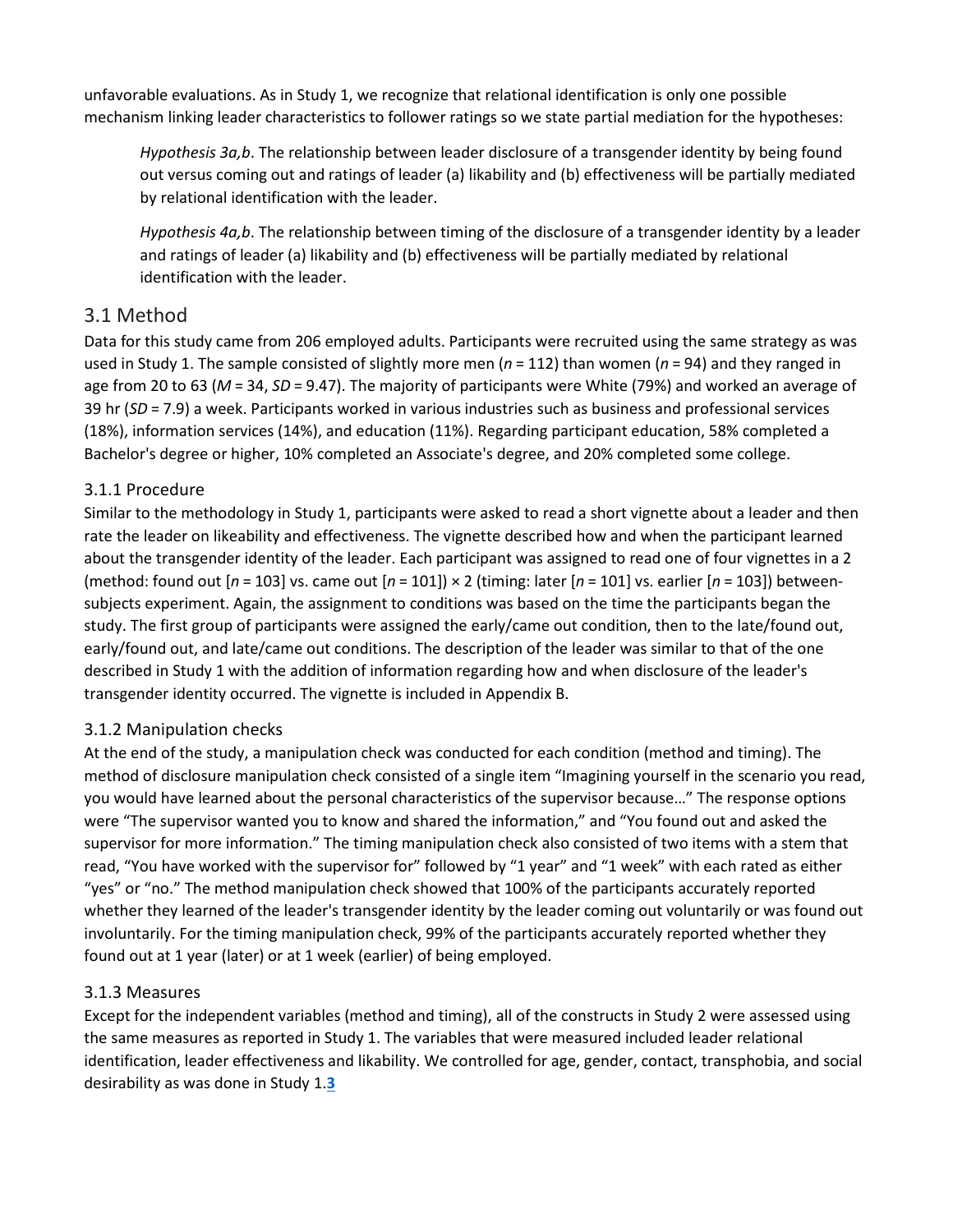unfavorable evaluations. As in Study 1, we recognize that relational identification is only one possible mechanism linking leader characteristics to follower ratings so we state partial mediation for the hypotheses:

> *Hypothesis 3a,b*. The relationship between leader disclosure of a transgender identity by being found out versus coming out and ratings of leader (a) likability and (b) effectiveness will be partially mediated by relational identification with the leader.

> *Hypothesis 4a,b*. The relationship between timing of the disclosure of a transgender identity by a leader and ratings of leader (a) likability and (b) effectiveness will be partially mediated by relational identification with the leader.

## 3.1 Method

Data for this study came from 206 employed adults. Participants were recruited using the same strategy as was used in Study 1. The sample consisted of slightly more men ($n$ = 112) than women ($n$ = 94) and they ranged in age from 20 to 63 ($M$ = 34, $SD$ = 9.47). The majority of participants were White (79%) and worked an average of 39 hr ($SD$ = 7.9) a week. Participants worked in various industries such as business and professional services (18%), information services (14%), and education (11%). Regarding participant education, 58% completed a Bachelor's degree or higher, 10% completed an Associate's degree, and 20% completed some college.

### 3.1.1 Procedure

Similar to the methodology in Study 1, participants were asked to read a short vignette about a leader and then rate the leader on likeability and effectiveness. The vignette described how and when the participant learned about the transgender identity of the leader. Each participant was assigned to read one of four vignettes in a 2 (method: found out [$n$ = 103] vs. came out [$n$ = 101]) × 2 (timing: later [$n$ = 101] vs. earlier [$n$ = 103]) between-subjects experiment. Again, the assignment to conditions was based on the time the participants began the study. The first group of participants were assigned the early/came out condition, then to the late/found out, early/found out, and late/came out conditions. The description of the leader was similar to that of the one described in Study 1 with the addition of information regarding how and when disclosure of the leader's transgender identity occurred. The vignette is included in Appendix B.

### 3.1.2 Manipulation checks

At the end of the study, a manipulation check was conducted for each condition (method and timing). The method of disclosure manipulation check consisted of a single item "Imagining yourself in the scenario you read, you would have learned about the personal characteristics of the supervisor because…" The response options were "The supervisor wanted you to know and shared the information," and "You found out and asked the supervisor for more information." The timing manipulation check also consisted of two items with a stem that read, "You have worked with the supervisor for" followed by "1 year" and "1 week" with each rated as either "yes" or "no." The method manipulation check showed that 100% of the participants accurately reported whether they learned of the leader's transgender identity by the leader coming out voluntarily or was found out involuntarily. For the timing manipulation check, 99% of the participants accurately reported whether they found out at 1 year (later) or at 1 week (earlier) of being employed.

### 3.1.3 Measures

Except for the independent variables (method and timing), all of the constructs in Study 2 were assessed using the same measures as reported in Study 1. The variables that were measured included leader relational identification, leader effectiveness and likability. We controlled for age, gender, contact, transphobia, and social desirability as was done in Study 1.[3]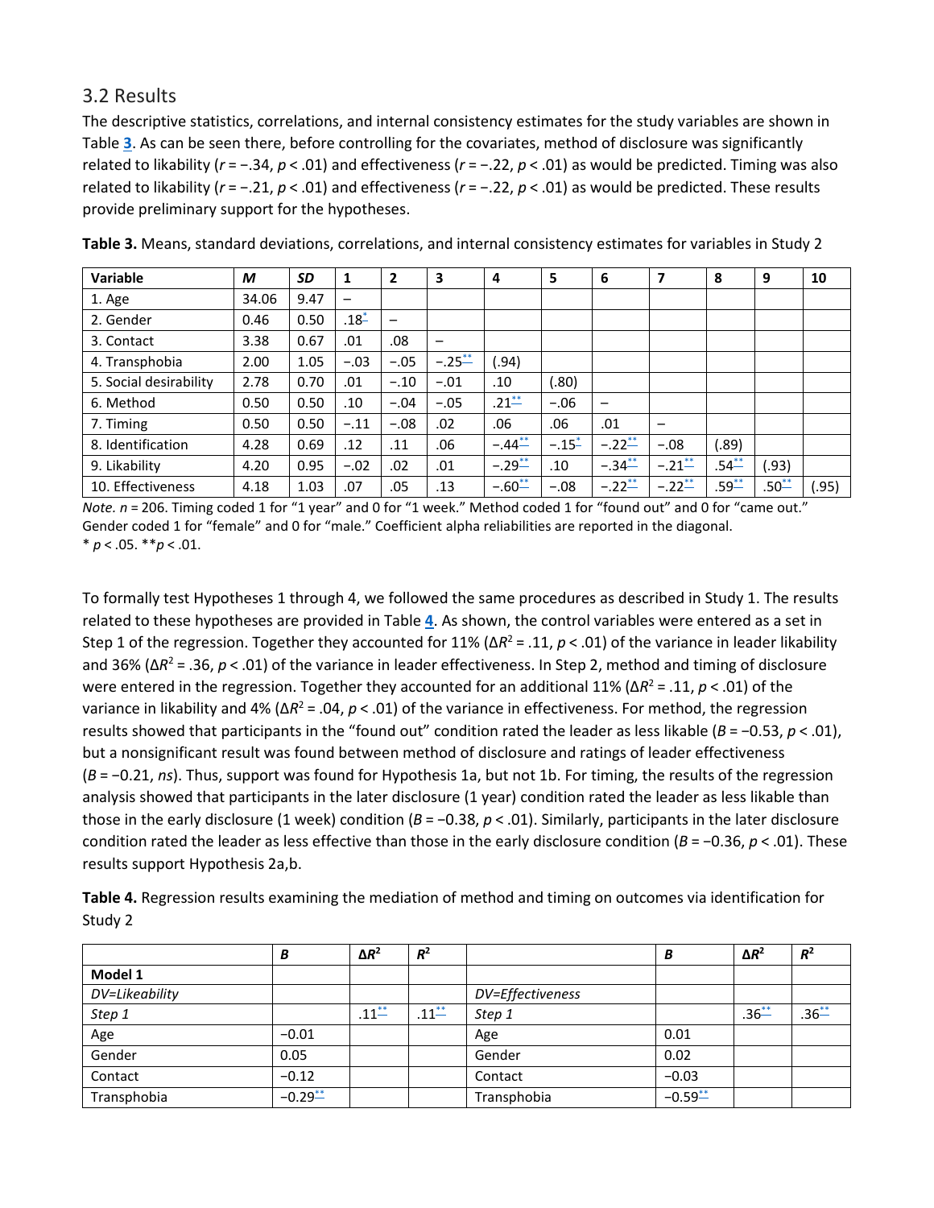## 3.2 Results

The descriptive statistics, correlations, and internal consistency estimates for the study variables are shown in Table 3. As can be seen there, before controlling for the covariates, method of disclosure was significantly related to likability ($r = -.34$, $p < .01$) and effectiveness ($r = -.22$, $p < .01$) as would be predicted. Timing was also related to likability ($r = -.21$, $p < .01$) and effectiveness ($r = -.22$, $p < .01$) as would be predicted. These results provide preliminary support for the hypotheses.

**Table 3.** Means, standard deviations, correlations, and internal consistency estimates for variables in Study 2

| Variable | *M* | *SD* | 1 | 2 | 3 | 4 | 5 | 6 | 7 | 8 | 9 | 10 |
|---|---|---|---|---|---|---|---|---|---|---|---|---|
| 1. Age | 34.06 | 9.47 | – | | | | | | | | | |
| 2. Gender | 0.46 | 0.50 | .18* | – | | | | | | | | |
| 3. Contact | 3.38 | 0.67 | .01 | .08 | – | | | | | | | |
| 4. Transphobia | 2.00 | 1.05 | −.03 | −.05 | −.25** | (.94) | | | | | | |
| 5. Social desirability | 2.78 | 0.70 | .01 | −.10 | −.01 | .10 | (.80) | | | | | |
| 6. Method | 0.50 | 0.50 | .10 | −.04 | −.05 | .21** | −.06 | – | | | | |
| 7. Timing | 0.50 | 0.50 | −.11 | −.08 | .02 | .06 | .06 | .01 | – | | | |
| 8. Identification | 4.28 | 0.69 | .12 | .11 | .06 | −.44** | −.15* | −.22** | −.08 | (.89) | | |
| 9. Likability | 4.20 | 0.95 | −.02 | .02 | .01 | −.29** | .10 | −.34** | −.21** | .54** | (.93) | |
| 10. Effectiveness | 4.18 | 1.03 | .07 | .05 | .13 | −.60** | −.08 | −.22** | −.22** | .59** | .50** | (.95) |

*Note. n* = 206. Timing coded 1 for "1 year" and 0 for "1 week." Method coded 1 for "found out" and 0 for "came out." Gender coded 1 for "female" and 0 for "male." Coefficient alpha reliabilities are reported in the diagonal.
* $p < .05$. ** $p < .01$.

To formally test Hypotheses 1 through 4, we followed the same procedures as described in Study 1. The results related to these hypotheses are provided in Table 4. As shown, the control variables were entered as a set in Step 1 of the regression. Together they accounted for 11% ($\Delta R^2 = .11$, $p < .01$) of the variance in leader likability and 36% ($\Delta R^2 = .36$, $p < .01$) of the variance in leader effectiveness. In Step 2, method and timing of disclosure were entered in the regression. Together they accounted for an additional 11% ($\Delta R^2 = .11$, $p < .01$) of the variance in likability and 4% ($\Delta R^2 = .04$, $p < .01$) of the variance in effectiveness. For method, the regression results showed that participants in the "found out" condition rated the leader as less likable ($B = -0.53$, $p < .01$), but a nonsignificant result was found between method of disclosure and ratings of leader effectiveness ($B = -0.21$, *ns*). Thus, support was found for Hypothesis 1a, but not 1b. For timing, the results of the regression analysis showed that participants in the later disclosure (1 year) condition rated the leader as less likable than those in the early disclosure (1 week) condition ($B = -0.38$, $p < .01$). Similarly, participants in the later disclosure condition rated the leader as less effective than those in the early disclosure condition ($B = -0.36$, $p < .01$). These results support Hypothesis 2a,b.

**Table 4.** Regression results examining the mediation of method and timing on outcomes via identification for Study 2

| | *B* | $\Delta R^2$ | $R^2$ | | *B* | $\Delta R^2$ | $R^2$ |
|---|---|---|---|---|---|---|---|
| **Model 1** | | | | | | | |
| *DV=Likeability* | | | | *DV=Effectiveness* | | | |
| *Step 1* | | .11** | .11** | *Step 1* | | .36** | .36** |
| Age | −0.01 | | | Age | 0.01 | | |
| Gender | 0.05 | | | Gender | 0.02 | | |
| Contact | −0.12 | | | Contact | −0.03 | | |
| Transphobia | −0.29** | | | Transphobia | −0.59** | | |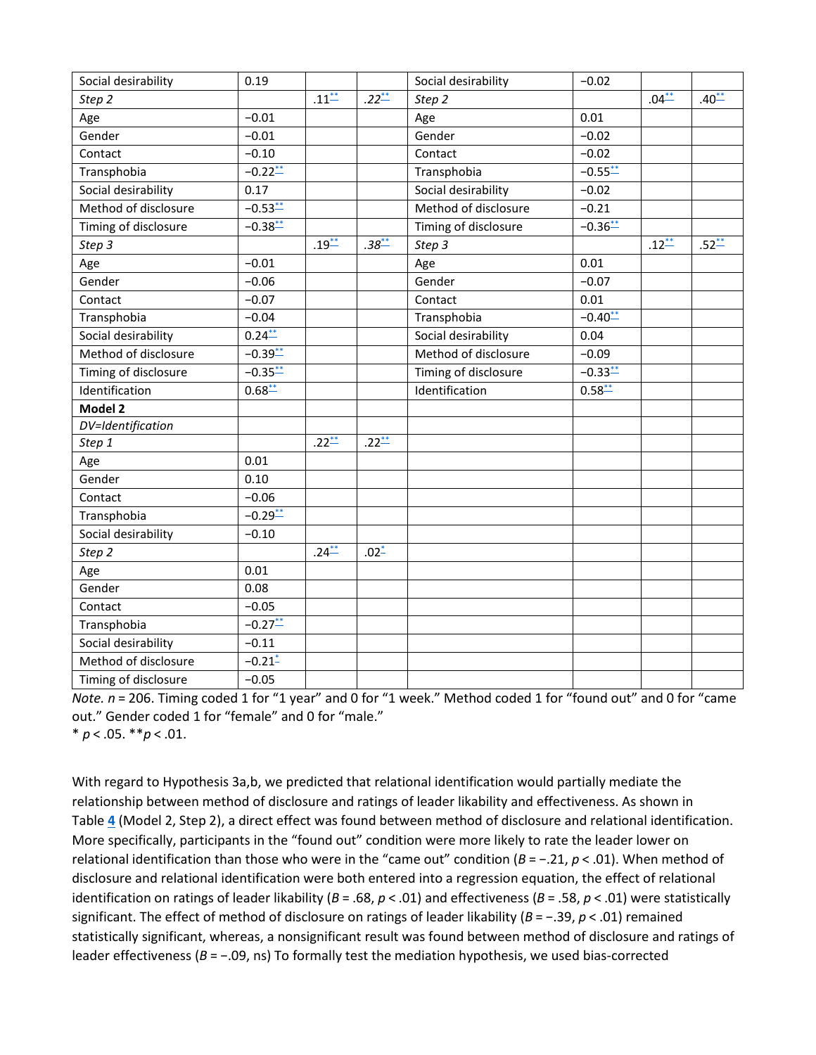| Social desirability | 0.19 | | | Social desirability | −0.02 | | |
|---|---|---|---|---|---|---|---|
| *Step 2* | | .11** | *.22*** | *Step 2* | | .04** | .40** |
| Age | −0.01 | | | Age | 0.01 | | |
| Gender | −0.01 | | | Gender | −0.02 | | |
| Contact | −0.10 | | | Contact | −0.02 | | |
| Transphobia | −0.22** | | | Transphobia | −0.55** | | |
| Social desirability | 0.17 | | | Social desirability | −0.02 | | |
| Method of disclosure | −0.53** | | | Method of disclosure | −0.21 | | |
| Timing of disclosure | −0.38** | | | Timing of disclosure | −0.36** | | |
| *Step 3* | | .19** | *.38*** | *Step 3* | | .12** | .52** |
| Age | −0.01 | | | Age | 0.01 | | |
| Gender | −0.06 | | | Gender | −0.07 | | |
| Contact | −0.07 | | | Contact | 0.01 | | |
| Transphobia | −0.04 | | | Transphobia | −0.40** | | |
| Social desirability | 0.24** | | | Social desirability | 0.04 | | |
| Method of disclosure | −0.39** | | | Method of disclosure | −0.09 | | |
| Timing of disclosure | −0.35** | | | Timing of disclosure | −0.33** | | |
| Identification | 0.68** | | | Identification | 0.58** | | |
| **Model 2** | | | | | | | |
| *DV=Identification* | | | | | | | |
| *Step 1* | | .22** | .22** | | | | |
| Age | 0.01 | | | | | | |
| Gender | 0.10 | | | | | | |
| Contact | −0.06 | | | | | | |
| Transphobia | −0.29** | | | | | | |
| Social desirability | −0.10 | | | | | | |
| *Step 2* | | .24** | .02* | | | | |
| Age | 0.01 | | | | | | |
| Gender | 0.08 | | | | | | |
| Contact | −0.05 | | | | | | |
| Transphobia | −0.27** | | | | | | |
| Social desirability | −0.11 | | | | | | |
| Method of disclosure | −0.21* | | | | | | |
| Timing of disclosure | −0.05 | | | | | | |

*Note.* $n = 206$. Timing coded 1 for "1 year" and 0 for "1 week." Method coded 1 for "found out" and 0 for "came out." Gender coded 1 for "female" and 0 for "male."
* $p < .05$. ** $p < .01$.

With regard to Hypothesis 3a,b, we predicted that relational identification would partially mediate the relationship between method of disclosure and ratings of leader likability and effectiveness. As shown in Table 4 (Model 2, Step 2), a direct effect was found between method of disclosure and relational identification. More specifically, participants in the "found out" condition were more likely to rate the leader lower on relational identification than those who were in the "came out" condition ($B = -.21$, $p < .01$). When method of disclosure and relational identification were both entered into a regression equation, the effect of relational identification on ratings of leader likability ($B = .68$, $p < .01$) and effectiveness ($B = .58$, $p < .01$) were statistically significant. The effect of method of disclosure on ratings of leader likability ($B = -.39$, $p < .01$) remained statistically significant, whereas, a nonsignificant result was found between method of disclosure and ratings of leader effectiveness ($B = -.09$, ns) To formally test the mediation hypothesis, we used bias-corrected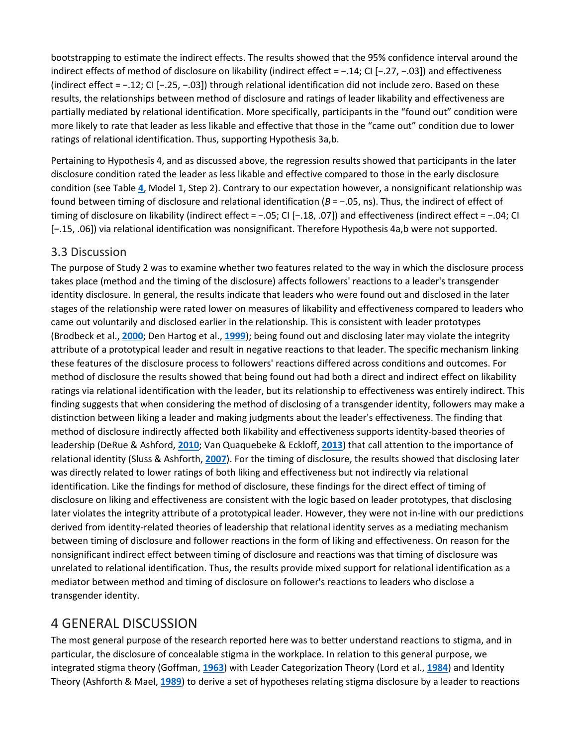bootstrapping to estimate the indirect effects. The results showed that the 95% confidence interval around the indirect effects of method of disclosure on likability (indirect effect = −.14; CI [−.27, −.03]) and effectiveness (indirect effect = −.12; CI [−.25, −.03]) through relational identification did not include zero. Based on these results, the relationships between method of disclosure and ratings of leader likability and effectiveness are partially mediated by relational identification. More specifically, participants in the "found out" condition were more likely to rate that leader as less likable and effective that those in the "came out" condition due to lower ratings of relational identification. Thus, supporting Hypothesis 3a,b.

Pertaining to Hypothesis 4, and as discussed above, the regression results showed that participants in the later disclosure condition rated the leader as less likable and effective compared to those in the early disclosure condition (see Table **4**, Model 1, Step 2). Contrary to our expectation however, a nonsignificant relationship was found between timing of disclosure and relational identification ($B = -.05$, ns). Thus, the indirect of effect of timing of disclosure on likability (indirect effect = −.05; CI [−.18, .07]) and effectiveness (indirect effect = −.04; CI [−.15, .06]) via relational identification was nonsignificant. Therefore Hypothesis 4a,b were not supported.

## 3.3 Discussion

The purpose of Study 2 was to examine whether two features related to the way in which the disclosure process takes place (method and the timing of the disclosure) affects followers' reactions to a leader's transgender identity disclosure. In general, the results indicate that leaders who were found out and disclosed in the later stages of the relationship were rated lower on measures of likability and effectiveness compared to leaders who came out voluntarily and disclosed earlier in the relationship. This is consistent with leader prototypes (Brodbeck et al., **2000**; Den Hartog et al., **1999**); being found out and disclosing later may violate the integrity attribute of a prototypical leader and result in negative reactions to that leader. The specific mechanism linking these features of the disclosure process to followers' reactions differed across conditions and outcomes. For method of disclosure the results showed that being found out had both a direct and indirect effect on likability ratings via relational identification with the leader, but its relationship to effectiveness was entirely indirect. This finding suggests that when considering the method of disclosing of a transgender identity, followers may make a distinction between liking a leader and making judgments about the leader's effectiveness. The finding that method of disclosure indirectly affected both likability and effectiveness supports identity-based theories of leadership (DeRue & Ashford, **2010**; Van Quaquebeke & Eckloff, **2013**) that call attention to the importance of relational identity (Sluss & Ashforth, **2007**). For the timing of disclosure, the results showed that disclosing later was directly related to lower ratings of both liking and effectiveness but not indirectly via relational identification. Like the findings for method of disclosure, these findings for the direct effect of timing of disclosure on liking and effectiveness are consistent with the logic based on leader prototypes, that disclosing later violates the integrity attribute of a prototypical leader. However, they were not in-line with our predictions derived from identity-related theories of leadership that relational identity serves as a mediating mechanism between timing of disclosure and follower reactions in the form of liking and effectiveness. On reason for the nonsignificant indirect effect between timing of disclosure and reactions was that timing of disclosure was unrelated to relational identification. Thus, the results provide mixed support for relational identification as a mediator between method and timing of disclosure on follower's reactions to leaders who disclose a transgender identity.

# 4 GENERAL DISCUSSION

The most general purpose of the research reported here was to better understand reactions to stigma, and in particular, the disclosure of concealable stigma in the workplace. In relation to this general purpose, we integrated stigma theory (Goffman, **1963**) with Leader Categorization Theory (Lord et al., **1984**) and Identity Theory (Ashforth & Mael, **1989**) to derive a set of hypotheses relating stigma disclosure by a leader to reactions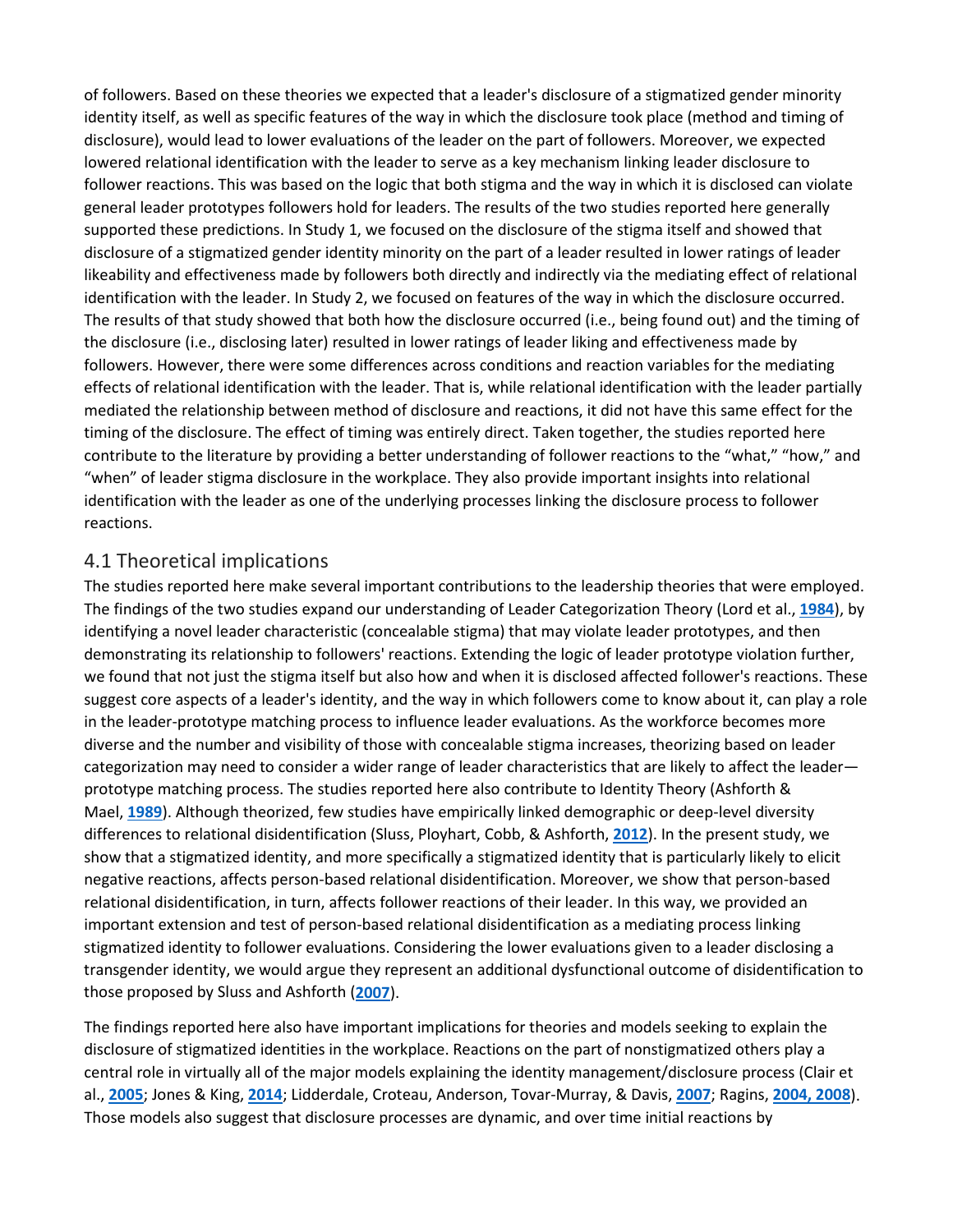of followers. Based on these theories we expected that a leader's disclosure of a stigmatized gender minority identity itself, as well as specific features of the way in which the disclosure took place (method and timing of disclosure), would lead to lower evaluations of the leader on the part of followers. Moreover, we expected lowered relational identification with the leader to serve as a key mechanism linking leader disclosure to follower reactions. This was based on the logic that both stigma and the way in which it is disclosed can violate general leader prototypes followers hold for leaders. The results of the two studies reported here generally supported these predictions. In Study 1, we focused on the disclosure of the stigma itself and showed that disclosure of a stigmatized gender identity minority on the part of a leader resulted in lower ratings of leader likeability and effectiveness made by followers both directly and indirectly via the mediating effect of relational identification with the leader. In Study 2, we focused on features of the way in which the disclosure occurred. The results of that study showed that both how the disclosure occurred (i.e., being found out) and the timing of the disclosure (i.e., disclosing later) resulted in lower ratings of leader liking and effectiveness made by followers. However, there were some differences across conditions and reaction variables for the mediating effects of relational identification with the leader. That is, while relational identification with the leader partially mediated the relationship between method of disclosure and reactions, it did not have this same effect for the timing of the disclosure. The effect of timing was entirely direct. Taken together, the studies reported here contribute to the literature by providing a better understanding of follower reactions to the "what," "how," and "when" of leader stigma disclosure in the workplace. They also provide important insights into relational identification with the leader as one of the underlying processes linking the disclosure process to follower reactions.

## 4.1 Theoretical implications

The studies reported here make several important contributions to the leadership theories that were employed. The findings of the two studies expand our understanding of Leader Categorization Theory (Lord et al., 1984), by identifying a novel leader characteristic (concealable stigma) that may violate leader prototypes, and then demonstrating its relationship to followers' reactions. Extending the logic of leader prototype violation further, we found that not just the stigma itself but also how and when it is disclosed affected follower's reactions. These suggest core aspects of a leader's identity, and the way in which followers come to know about it, can play a role in the leader-prototype matching process to influence leader evaluations. As the workforce becomes more diverse and the number and visibility of those with concealable stigma increases, theorizing based on leader categorization may need to consider a wider range of leader characteristics that are likely to affect the leader—prototype matching process. The studies reported here also contribute to Identity Theory (Ashforth & Mael, 1989). Although theorized, few studies have empirically linked demographic or deep-level diversity differences to relational disidentification (Sluss, Ployhart, Cobb, & Ashforth, 2012). In the present study, we show that a stigmatized identity, and more specifically a stigmatized identity that is particularly likely to elicit negative reactions, affects person-based relational disidentification. Moreover, we show that person-based relational disidentification, in turn, affects follower reactions of their leader. In this way, we provided an important extension and test of person-based relational disidentification as a mediating process linking stigmatized identity to follower evaluations. Considering the lower evaluations given to a leader disclosing a transgender identity, we would argue they represent an additional dysfunctional outcome of disidentification to those proposed by Sluss and Ashforth (2007).

The findings reported here also have important implications for theories and models seeking to explain the disclosure of stigmatized identities in the workplace. Reactions on the part of nonstigmatized others play a central role in virtually all of the major models explaining the identity management/disclosure process (Clair et al., 2005; Jones & King, 2014; Lidderdale, Croteau, Anderson, Tovar-Murray, & Davis, 2007; Ragins, 2004, 2008). Those models also suggest that disclosure processes are dynamic, and over time initial reactions by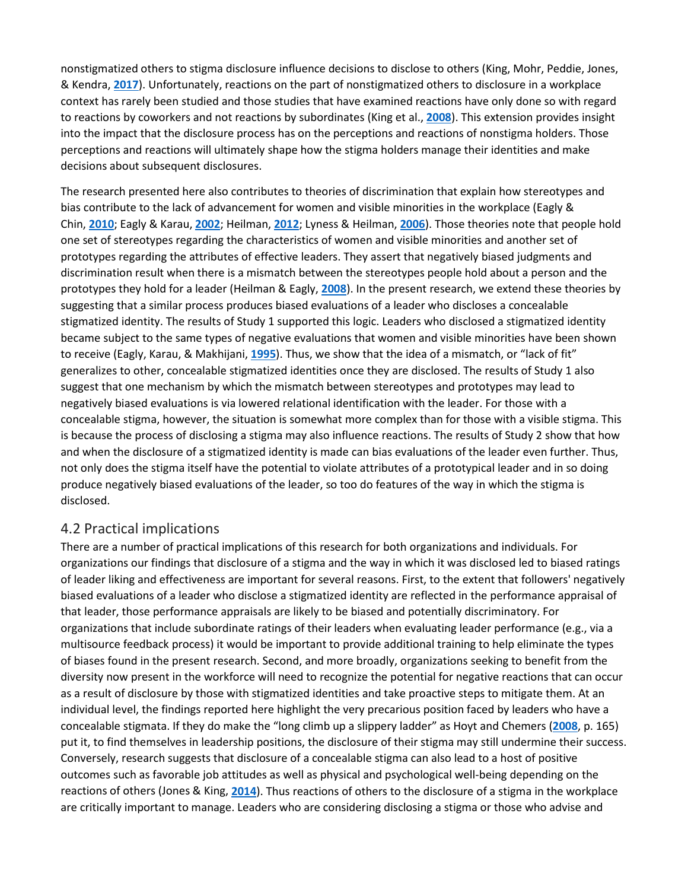nonstigmatized others to stigma disclosure influence decisions to disclose to others (King, Mohr, Peddie, Jones, & Kendra, 2017). Unfortunately, reactions on the part of nonstigmatized others to disclosure in a workplace context has rarely been studied and those studies that have examined reactions have only done so with regard to reactions by coworkers and not reactions by subordinates (King et al., 2008). This extension provides insight into the impact that the disclosure process has on the perceptions and reactions of nonstigma holders. Those perceptions and reactions will ultimately shape how the stigma holders manage their identities and make decisions about subsequent disclosures.

The research presented here also contributes to theories of discrimination that explain how stereotypes and bias contribute to the lack of advancement for women and visible minorities in the workplace (Eagly & Chin, 2010; Eagly & Karau, 2002; Heilman, 2012; Lyness & Heilman, 2006). Those theories note that people hold one set of stereotypes regarding the characteristics of women and visible minorities and another set of prototypes regarding the attributes of effective leaders. They assert that negatively biased judgments and discrimination result when there is a mismatch between the stereotypes people hold about a person and the prototypes they hold for a leader (Heilman & Eagly, 2008). In the present research, we extend these theories by suggesting that a similar process produces biased evaluations of a leader who discloses a concealable stigmatized identity. The results of Study 1 supported this logic. Leaders who disclosed a stigmatized identity became subject to the same types of negative evaluations that women and visible minorities have been shown to receive (Eagly, Karau, & Makhijani, 1995). Thus, we show that the idea of a mismatch, or "lack of fit" generalizes to other, concealable stigmatized identities once they are disclosed. The results of Study 1 also suggest that one mechanism by which the mismatch between stereotypes and prototypes may lead to negatively biased evaluations is via lowered relational identification with the leader. For those with a concealable stigma, however, the situation is somewhat more complex than for those with a visible stigma. This is because the process of disclosing a stigma may also influence reactions. The results of Study 2 show that how and when the disclosure of a stigmatized identity is made can bias evaluations of the leader even further. Thus, not only does the stigma itself have the potential to violate attributes of a prototypical leader and in so doing produce negatively biased evaluations of the leader, so too do features of the way in which the stigma is disclosed.

## 4.2 Practical implications

There are a number of practical implications of this research for both organizations and individuals. For organizations our findings that disclosure of a stigma and the way in which it was disclosed led to biased ratings of leader liking and effectiveness are important for several reasons. First, to the extent that followers' negatively biased evaluations of a leader who disclose a stigmatized identity are reflected in the performance appraisal of that leader, those performance appraisals are likely to be biased and potentially discriminatory. For organizations that include subordinate ratings of their leaders when evaluating leader performance (e.g., via a multisource feedback process) it would be important to provide additional training to help eliminate the types of biases found in the present research. Second, and more broadly, organizations seeking to benefit from the diversity now present in the workforce will need to recognize the potential for negative reactions that can occur as a result of disclosure by those with stigmatized identities and take proactive steps to mitigate them. At an individual level, the findings reported here highlight the very precarious position faced by leaders who have a concealable stigmata. If they do make the "long climb up a slippery ladder" as Hoyt and Chemers (2008, p. 165) put it, to find themselves in leadership positions, the disclosure of their stigma may still undermine their success. Conversely, research suggests that disclosure of a concealable stigma can also lead to a host of positive outcomes such as favorable job attitudes as well as physical and psychological well-being depending on the reactions of others (Jones & King, 2014). Thus reactions of others to the disclosure of a stigma in the workplace are critically important to manage. Leaders who are considering disclosing a stigma or those who advise and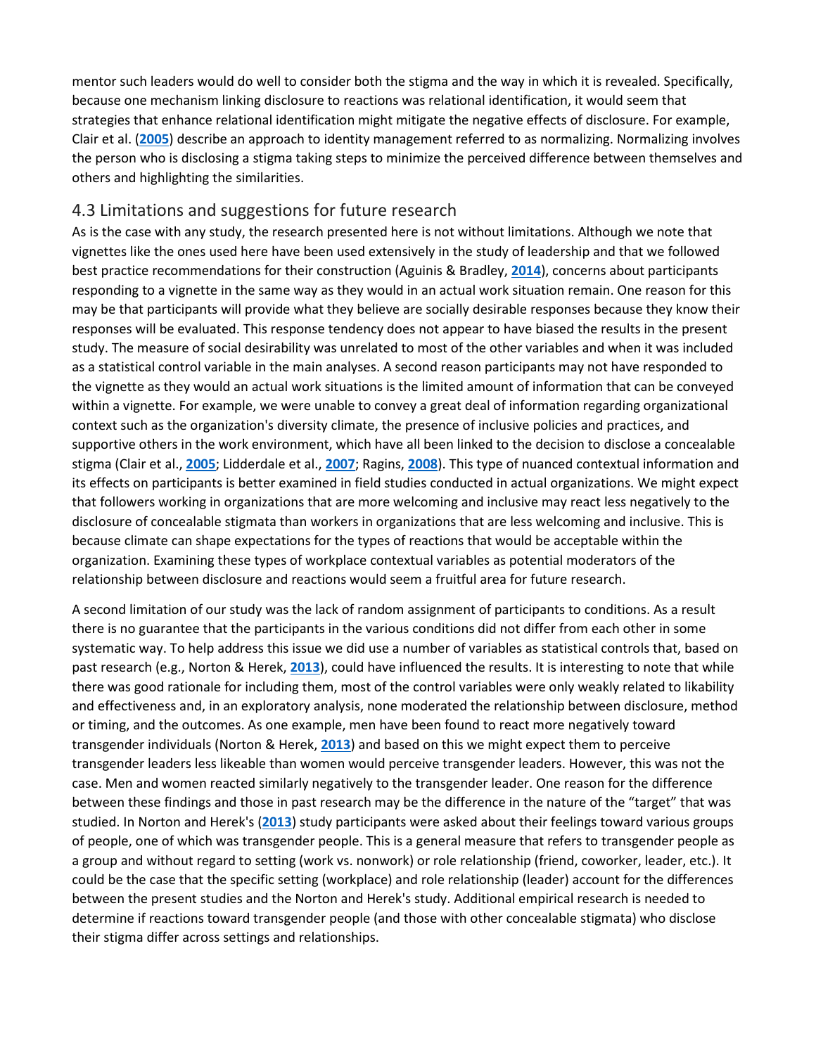mentor such leaders would do well to consider both the stigma and the way in which it is revealed. Specifically, because one mechanism linking disclosure to reactions was relational identification, it would seem that strategies that enhance relational identification might mitigate the negative effects of disclosure. For example, Clair et al. (**2005**) describe an approach to identity management referred to as normalizing. Normalizing involves the person who is disclosing a stigma taking steps to minimize the perceived difference between themselves and others and highlighting the similarities.

## 4.3 Limitations and suggestions for future research

As is the case with any study, the research presented here is not without limitations. Although we note that vignettes like the ones used here have been used extensively in the study of leadership and that we followed best practice recommendations for their construction (Aguinis & Bradley, **2014**), concerns about participants responding to a vignette in the same way as they would in an actual work situation remain. One reason for this may be that participants will provide what they believe are socially desirable responses because they know their responses will be evaluated. This response tendency does not appear to have biased the results in the present study. The measure of social desirability was unrelated to most of the other variables and when it was included as a statistical control variable in the main analyses. A second reason participants may not have responded to the vignette as they would an actual work situations is the limited amount of information that can be conveyed within a vignette. For example, we were unable to convey a great deal of information regarding organizational context such as the organization's diversity climate, the presence of inclusive policies and practices, and supportive others in the work environment, which have all been linked to the decision to disclose a concealable stigma (Clair et al., **2005**; Lidderdale et al., **2007**; Ragins, **2008**). This type of nuanced contextual information and its effects on participants is better examined in field studies conducted in actual organizations. We might expect that followers working in organizations that are more welcoming and inclusive may react less negatively to the disclosure of concealable stigmata than workers in organizations that are less welcoming and inclusive. This is because climate can shape expectations for the types of reactions that would be acceptable within the organization. Examining these types of workplace contextual variables as potential moderators of the relationship between disclosure and reactions would seem a fruitful area for future research.

A second limitation of our study was the lack of random assignment of participants to conditions. As a result there is no guarantee that the participants in the various conditions did not differ from each other in some systematic way. To help address this issue we did use a number of variables as statistical controls that, based on past research (e.g., Norton & Herek, **2013**), could have influenced the results. It is interesting to note that while there was good rationale for including them, most of the control variables were only weakly related to likability and effectiveness and, in an exploratory analysis, none moderated the relationship between disclosure, method or timing, and the outcomes. As one example, men have been found to react more negatively toward transgender individuals (Norton & Herek, **2013**) and based on this we might expect them to perceive transgender leaders less likeable than women would perceive transgender leaders. However, this was not the case. Men and women reacted similarly negatively to the transgender leader. One reason for the difference between these findings and those in past research may be the difference in the nature of the "target" that was studied. In Norton and Herek's (**2013**) study participants were asked about their feelings toward various groups of people, one of which was transgender people. This is a general measure that refers to transgender people as a group and without regard to setting (work vs. nonwork) or role relationship (friend, coworker, leader, etc.). It could be the case that the specific setting (workplace) and role relationship (leader) account for the differences between the present studies and the Norton and Herek's study. Additional empirical research is needed to determine if reactions toward transgender people (and those with other concealable stigmata) who disclose their stigma differ across settings and relationships.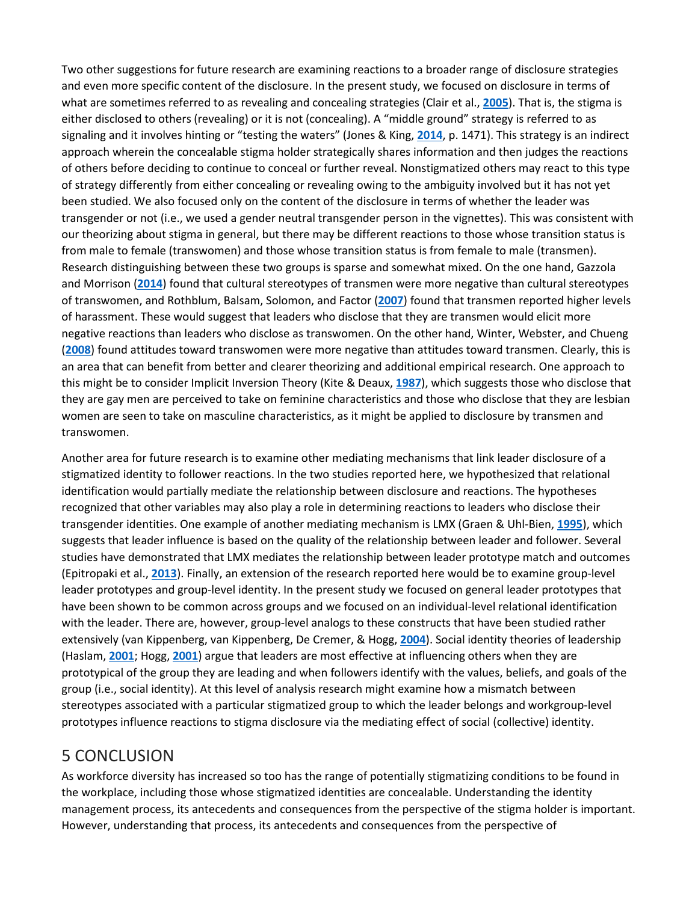Two other suggestions for future research are examining reactions to a broader range of disclosure strategies and even more specific content of the disclosure. In the present study, we focused on disclosure in terms of what are sometimes referred to as revealing and concealing strategies (Clair et al., **2005**). That is, the stigma is either disclosed to others (revealing) or it is not (concealing). A "middle ground" strategy is referred to as signaling and it involves hinting or "testing the waters" (Jones & King, **2014**, p. 1471). This strategy is an indirect approach wherein the concealable stigma holder strategically shares information and then judges the reactions of others before deciding to continue to conceal or further reveal. Nonstigmatized others may react to this type of strategy differently from either concealing or revealing owing to the ambiguity involved but it has not yet been studied. We also focused only on the content of the disclosure in terms of whether the leader was transgender or not (i.e., we used a gender neutral transgender person in the vignettes). This was consistent with our theorizing about stigma in general, but there may be different reactions to those whose transition status is from male to female (transwomen) and those whose transition status is from female to male (transmen). Research distinguishing between these two groups is sparse and somewhat mixed. On the one hand, Gazzola and Morrison (**2014**) found that cultural stereotypes of transmen were more negative than cultural stereotypes of transwomen, and Rothblum, Balsam, Solomon, and Factor (**2007**) found that transmen reported higher levels of harassment. These would suggest that leaders who disclose that they are transmen would elicit more negative reactions than leaders who disclose as transwomen. On the other hand, Winter, Webster, and Chueng (**2008**) found attitudes toward transwomen were more negative than attitudes toward transmen. Clearly, this is an area that can benefit from better and clearer theorizing and additional empirical research. One approach to this might be to consider Implicit Inversion Theory (Kite & Deaux, **1987**), which suggests those who disclose that they are gay men are perceived to take on feminine characteristics and those who disclose that they are lesbian women are seen to take on masculine characteristics, as it might be applied to disclosure by transmen and transwomen.

Another area for future research is to examine other mediating mechanisms that link leader disclosure of a stigmatized identity to follower reactions. In the two studies reported here, we hypothesized that relational identification would partially mediate the relationship between disclosure and reactions. The hypotheses recognized that other variables may also play a role in determining reactions to leaders who disclose their transgender identities. One example of another mediating mechanism is LMX (Graen & Uhl-Bien, **1995**), which suggests that leader influence is based on the quality of the relationship between leader and follower. Several studies have demonstrated that LMX mediates the relationship between leader prototype match and outcomes (Epitropaki et al., **2013**). Finally, an extension of the research reported here would be to examine group-level leader prototypes and group-level identity. In the present study we focused on general leader prototypes that have been shown to be common across groups and we focused on an individual-level relational identification with the leader. There are, however, group-level analogs to these constructs that have been studied rather extensively (van Kippenberg, van Kippenberg, De Cremer, & Hogg, **2004**). Social identity theories of leadership (Haslam, **2001**; Hogg, **2001**) argue that leaders are most effective at influencing others when they are prototypical of the group they are leading and when followers identify with the values, beliefs, and goals of the group (i.e., social identity). At this level of analysis research might examine how a mismatch between stereotypes associated with a particular stigmatized group to which the leader belongs and workgroup-level prototypes influence reactions to stigma disclosure via the mediating effect of social (collective) identity.

## 5 CONCLUSION

As workforce diversity has increased so too has the range of potentially stigmatizing conditions to be found in the workplace, including those whose stigmatized identities are concealable. Understanding the identity management process, its antecedents and consequences from the perspective of the stigma holder is important. However, understanding that process, its antecedents and consequences from the perspective of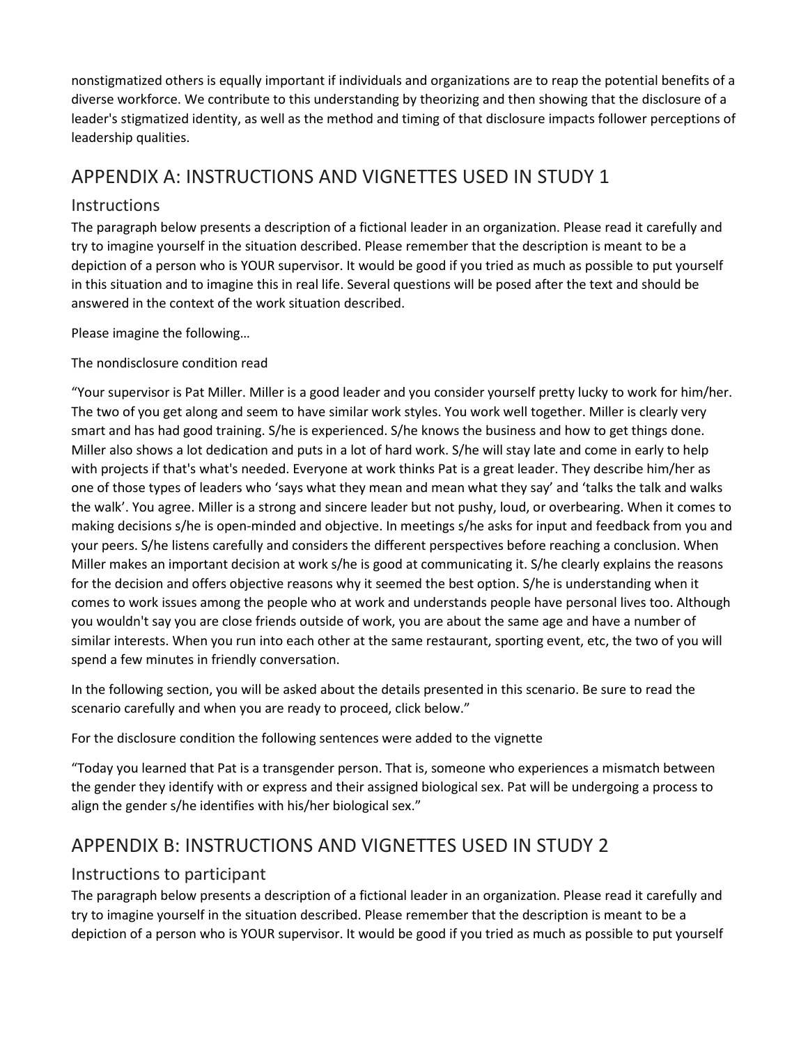nonstigmatized others is equally important if individuals and organizations are to reap the potential benefits of a diverse workforce. We contribute to this understanding by theorizing and then showing that the disclosure of a leader's stigmatized identity, as well as the method and timing of that disclosure impacts follower perceptions of leadership qualities.

## APPENDIX A: INSTRUCTIONS AND VIGNETTES USED IN STUDY 1

### Instructions

The paragraph below presents a description of a fictional leader in an organization. Please read it carefully and try to imagine yourself in the situation described. Please remember that the description is meant to be a depiction of a person who is YOUR supervisor. It would be good if you tried as much as possible to put yourself in this situation and to imagine this in real life. Several questions will be posed after the text and should be answered in the context of the work situation described.

Please imagine the following…

The nondisclosure condition read

"Your supervisor is Pat Miller. Miller is a good leader and you consider yourself pretty lucky to work for him/her. The two of you get along and seem to have similar work styles. You work well together. Miller is clearly very smart and has had good training. S/he is experienced. S/he knows the business and how to get things done. Miller also shows a lot dedication and puts in a lot of hard work. S/he will stay late and come in early to help with projects if that's what's needed. Everyone at work thinks Pat is a great leader. They describe him/her as one of those types of leaders who 'says what they mean and mean what they say' and 'talks the talk and walks the walk'. You agree. Miller is a strong and sincere leader but not pushy, loud, or overbearing. When it comes to making decisions s/he is open-minded and objective. In meetings s/he asks for input and feedback from you and your peers. S/he listens carefully and considers the different perspectives before reaching a conclusion. When Miller makes an important decision at work s/he is good at communicating it. S/he clearly explains the reasons for the decision and offers objective reasons why it seemed the best option. S/he is understanding when it comes to work issues among the people who at work and understands people have personal lives too. Although you wouldn't say you are close friends outside of work, you are about the same age and have a number of similar interests. When you run into each other at the same restaurant, sporting event, etc, the two of you will spend a few minutes in friendly conversation.

In the following section, you will be asked about the details presented in this scenario. Be sure to read the scenario carefully and when you are ready to proceed, click below."

For the disclosure condition the following sentences were added to the vignette

"Today you learned that Pat is a transgender person. That is, someone who experiences a mismatch between the gender they identify with or express and their assigned biological sex. Pat will be undergoing a process to align the gender s/he identifies with his/her biological sex."

## APPENDIX B: INSTRUCTIONS AND VIGNETTES USED IN STUDY 2

### Instructions to participant

The paragraph below presents a description of a fictional leader in an organization. Please read it carefully and try to imagine yourself in the situation described. Please remember that the description is meant to be a depiction of a person who is YOUR supervisor. It would be good if you tried as much as possible to put yourself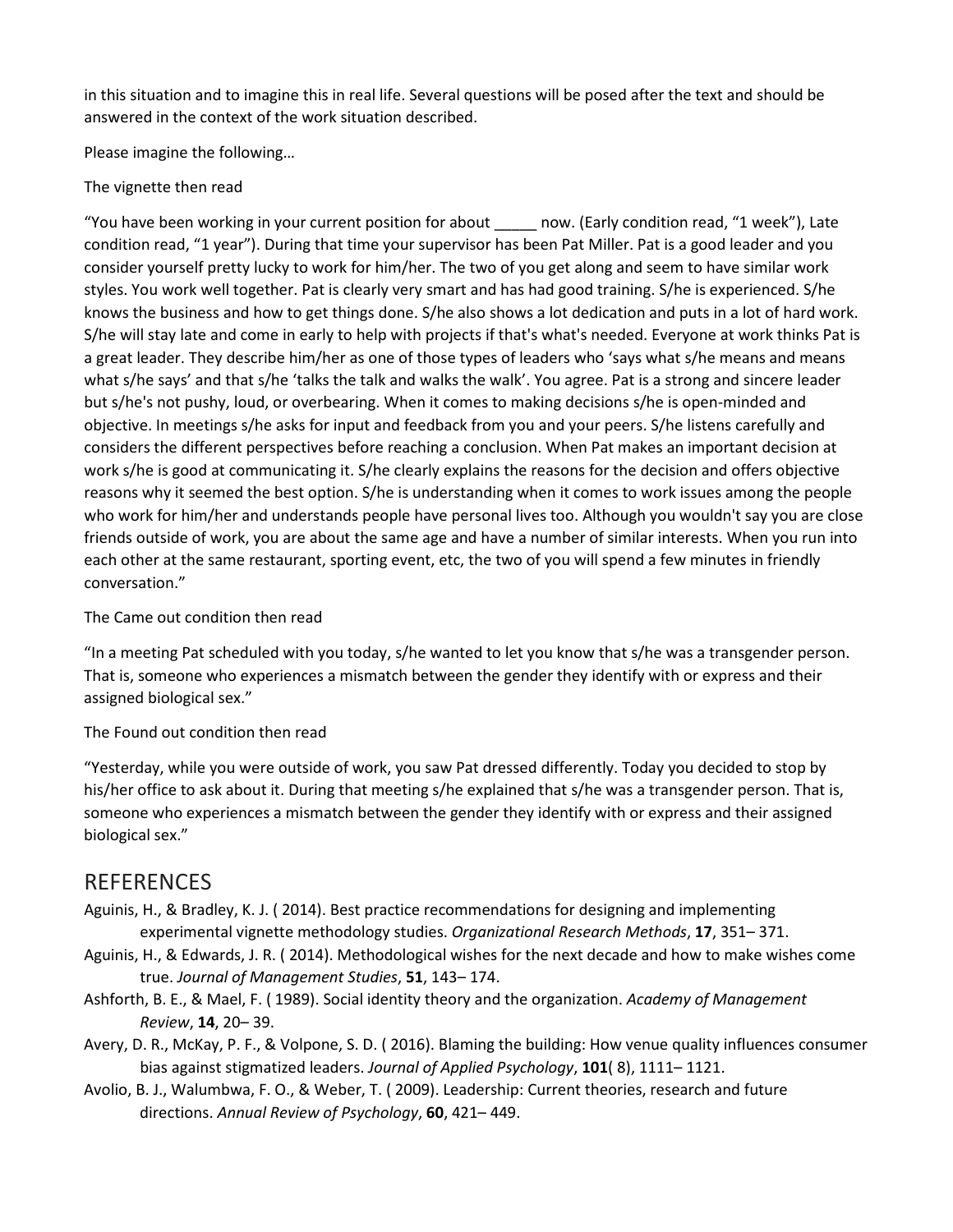in this situation and to imagine this in real life. Several questions will be posed after the text and should be answered in the context of the work situation described.

Please imagine the following…

The vignette then read

"You have been working in your current position for about _____ now. (Early condition read, "1 week"), Late condition read, "1 year"). During that time your supervisor has been Pat Miller. Pat is a good leader and you consider yourself pretty lucky to work for him/her. The two of you get along and seem to have similar work styles. You work well together. Pat is clearly very smart and has had good training. S/he is experienced. S/he knows the business and how to get things done. S/he also shows a lot dedication and puts in a lot of hard work. S/he will stay late and come in early to help with projects if that's what's needed. Everyone at work thinks Pat is a great leader. They describe him/her as one of those types of leaders who 'says what s/he means and means what s/he says' and that s/he 'talks the talk and walks the walk'. You agree. Pat is a strong and sincere leader but s/he's not pushy, loud, or overbearing. When it comes to making decisions s/he is open-minded and objective. In meetings s/he asks for input and feedback from you and your peers. S/he listens carefully and considers the different perspectives before reaching a conclusion. When Pat makes an important decision at work s/he is good at communicating it. S/he clearly explains the reasons for the decision and offers objective reasons why it seemed the best option. S/he is understanding when it comes to work issues among the people who work for him/her and understands people have personal lives too. Although you wouldn't say you are close friends outside of work, you are about the same age and have a number of similar interests. When you run into each other at the same restaurant, sporting event, etc, the two of you will spend a few minutes in friendly conversation."

The Came out condition then read

"In a meeting Pat scheduled with you today, s/he wanted to let you know that s/he was a transgender person. That is, someone who experiences a mismatch between the gender they identify with or express and their assigned biological sex."

The Found out condition then read

"Yesterday, while you were outside of work, you saw Pat dressed differently. Today you decided to stop by his/her office to ask about it. During that meeting s/he explained that s/he was a transgender person. That is, someone who experiences a mismatch between the gender they identify with or express and their assigned biological sex."

## REFERENCES

Aguinis, H., & Bradley, K. J. ( 2014). Best practice recommendations for designing and implementing experimental vignette methodology studies. *Organizational Research Methods*, **17**, 351– 371.

Aguinis, H., & Edwards, J. R. ( 2014). Methodological wishes for the next decade and how to make wishes come true. *Journal of Management Studies*, **51**, 143– 174.

Ashforth, B. E., & Mael, F. ( 1989). Social identity theory and the organization. *Academy of Management Review*, **14**, 20– 39.

Avery, D. R., McKay, P. F., & Volpone, S. D. ( 2016). Blaming the building: How venue quality influences consumer bias against stigmatized leaders. *Journal of Applied Psychology*, **101**( 8), 1111– 1121.

Avolio, B. J., Walumbwa, F. O., & Weber, T. ( 2009). Leadership: Current theories, research and future directions. *Annual Review of Psychology*, **60**, 421– 449.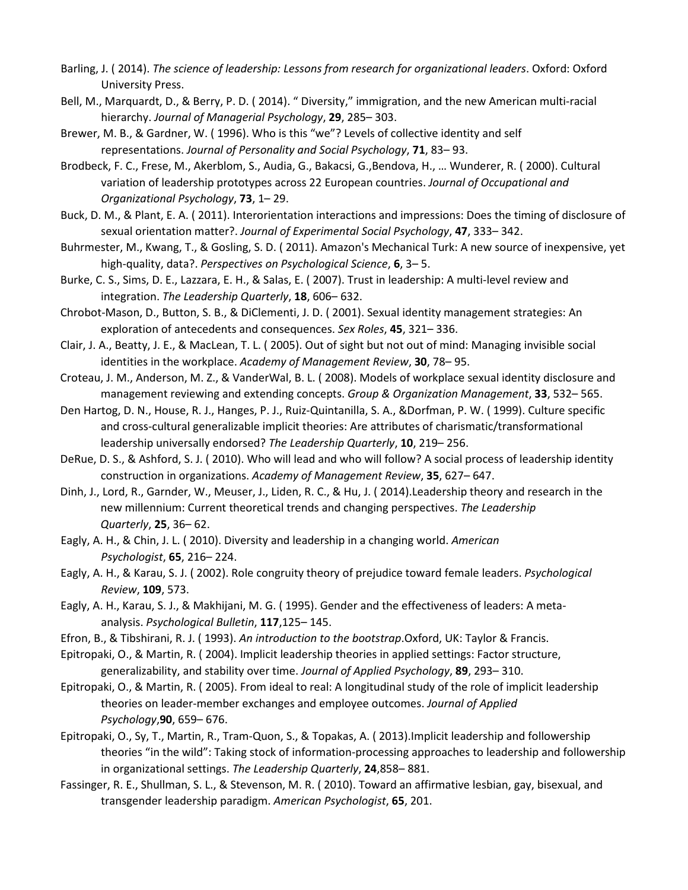Barling, J. ( 2014). *The science of leadership: Lessons from research for organizational leaders*. Oxford: Oxford University Press.

Bell, M., Marquardt, D., & Berry, P. D. ( 2014). " Diversity," immigration, and the new American multi-racial hierarchy. *Journal of Managerial Psychology*, **29**, 285– 303.

Brewer, M. B., & Gardner, W. ( 1996). Who is this "we"? Levels of collective identity and self representations. *Journal of Personality and Social Psychology*, **71**, 83– 93.

Brodbeck, F. C., Frese, M., Akerblom, S., Audia, G., Bakacsi, G.,Bendova, H., … Wunderer, R. ( 2000). Cultural variation of leadership prototypes across 22 European countries. *Journal of Occupational and Organizational Psychology*, **73**, 1– 29.

Buck, D. M., & Plant, E. A. ( 2011). Interorientation interactions and impressions: Does the timing of disclosure of sexual orientation matter?. *Journal of Experimental Social Psychology*, **47**, 333– 342.

Buhrmester, M., Kwang, T., & Gosling, S. D. ( 2011). Amazon's Mechanical Turk: A new source of inexpensive, yet high-quality, data?. *Perspectives on Psychological Science*, **6**, 3– 5.

Burke, C. S., Sims, D. E., Lazzara, E. H., & Salas, E. ( 2007). Trust in leadership: A multi-level review and integration. *The Leadership Quarterly*, **18**, 606– 632.

Chrobot-Mason, D., Button, S. B., & DiClementi, J. D. ( 2001). Sexual identity management strategies: An exploration of antecedents and consequences. *Sex Roles*, **45**, 321– 336.

Clair, J. A., Beatty, J. E., & MacLean, T. L. ( 2005). Out of sight but not out of mind: Managing invisible social identities in the workplace. *Academy of Management Review*, **30**, 78– 95.

Croteau, J. M., Anderson, M. Z., & VanderWal, B. L. ( 2008). Models of workplace sexual identity disclosure and management reviewing and extending concepts. *Group & Organization Management*, **33**, 532– 565.

Den Hartog, D. N., House, R. J., Hanges, P. J., Ruiz-Quintanilla, S. A., &Dorfman, P. W. ( 1999). Culture specific and cross-cultural generalizable implicit theories: Are attributes of charismatic/transformational leadership universally endorsed? *The Leadership Quarterly*, **10**, 219– 256.

DeRue, D. S., & Ashford, S. J. ( 2010). Who will lead and who will follow? A social process of leadership identity construction in organizations. *Academy of Management Review*, **35**, 627– 647.

Dinh, J., Lord, R., Garnder, W., Meuser, J., Liden, R. C., & Hu, J. ( 2014).Leadership theory and research in the new millennium: Current theoretical trends and changing perspectives. *The Leadership Quarterly*, **25**, 36– 62.

Eagly, A. H., & Chin, J. L. ( 2010). Diversity and leadership in a changing world. *American Psychologist*, **65**, 216– 224.

Eagly, A. H., & Karau, S. J. ( 2002). Role congruity theory of prejudice toward female leaders. *Psychological Review*, **109**, 573.

Eagly, A. H., Karau, S. J., & Makhijani, M. G. ( 1995). Gender and the effectiveness of leaders: A meta-analysis. *Psychological Bulletin*, **117**,125– 145.

Efron, B., & Tibshirani, R. J. ( 1993). *An introduction to the bootstrap*.Oxford, UK: Taylor & Francis.

Epitropaki, O., & Martin, R. ( 2004). Implicit leadership theories in applied settings: Factor structure, generalizability, and stability over time. *Journal of Applied Psychology*, **89**, 293– 310.

Epitropaki, O., & Martin, R. ( 2005). From ideal to real: A longitudinal study of the role of implicit leadership theories on leader-member exchanges and employee outcomes. *Journal of Applied Psychology*,**90**, 659– 676.

Epitropaki, O., Sy, T., Martin, R., Tram-Quon, S., & Topakas, A. ( 2013).Implicit leadership and followership theories "in the wild": Taking stock of information-processing approaches to leadership and followership in organizational settings. *The Leadership Quarterly*, **24**,858– 881.

Fassinger, R. E., Shullman, S. L., & Stevenson, M. R. ( 2010). Toward an affirmative lesbian, gay, bisexual, and transgender leadership paradigm. *American Psychologist*, **65**, 201.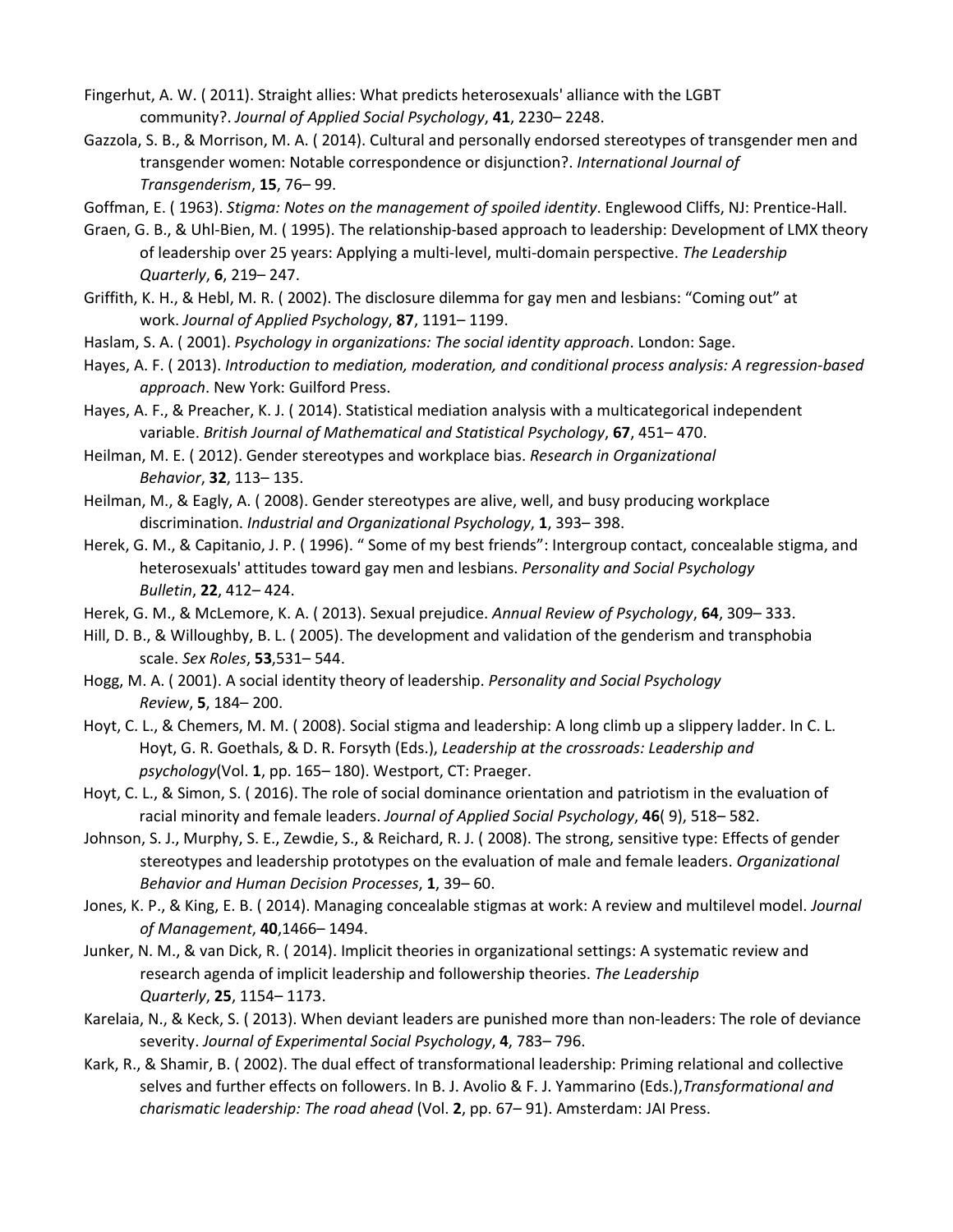Fingerhut, A. W. ( 2011). Straight allies: What predicts heterosexuals' alliance with the LGBT community?. *Journal of Applied Social Psychology*, **41**, 2230– 2248.

Gazzola, S. B., & Morrison, M. A. ( 2014). Cultural and personally endorsed stereotypes of transgender men and transgender women: Notable correspondence or disjunction?. *International Journal of Transgenderism*, **15**, 76– 99.

Goffman, E. ( 1963). *Stigma: Notes on the management of spoiled identity*. Englewood Cliffs, NJ: Prentice-Hall.

Graen, G. B., & Uhl-Bien, M. ( 1995). The relationship-based approach to leadership: Development of LMX theory of leadership over 25 years: Applying a multi-level, multi-domain perspective. *The Leadership Quarterly*, **6**, 219– 247.

Griffith, K. H., & Hebl, M. R. ( 2002). The disclosure dilemma for gay men and lesbians: "Coming out" at work. *Journal of Applied Psychology*, **87**, 1191– 1199.

Haslam, S. A. ( 2001). *Psychology in organizations: The social identity approach*. London: Sage.

Hayes, A. F. ( 2013). *Introduction to mediation, moderation, and conditional process analysis: A regression-based approach*. New York: Guilford Press.

Hayes, A. F., & Preacher, K. J. ( 2014). Statistical mediation analysis with a multicategorical independent variable. *British Journal of Mathematical and Statistical Psychology*, **67**, 451– 470.

Heilman, M. E. ( 2012). Gender stereotypes and workplace bias. *Research in Organizational Behavior*, **32**, 113– 135.

Heilman, M., & Eagly, A. ( 2008). Gender stereotypes are alive, well, and busy producing workplace discrimination. *Industrial and Organizational Psychology*, **1**, 393– 398.

Herek, G. M., & Capitanio, J. P. ( 1996). " Some of my best friends": Intergroup contact, concealable stigma, and heterosexuals' attitudes toward gay men and lesbians. *Personality and Social Psychology Bulletin*, **22**, 412– 424.

Herek, G. M., & McLemore, K. A. ( 2013). Sexual prejudice. *Annual Review of Psychology*, **64**, 309– 333.

Hill, D. B., & Willoughby, B. L. ( 2005). The development and validation of the genderism and transphobia scale. *Sex Roles*, **53**,531– 544.

Hogg, M. A. ( 2001). A social identity theory of leadership. *Personality and Social Psychology Review*, **5**, 184– 200.

Hoyt, C. L., & Chemers, M. M. ( 2008). Social stigma and leadership: A long climb up a slippery ladder. In C. L. Hoyt, G. R. Goethals, & D. R. Forsyth (Eds.), *Leadership at the crossroads: Leadership and psychology*(Vol. **1**, pp. 165– 180). Westport, CT: Praeger.

Hoyt, C. L., & Simon, S. ( 2016). The role of social dominance orientation and patriotism in the evaluation of racial minority and female leaders. *Journal of Applied Social Psychology*, **46**( 9), 518– 582.

Johnson, S. J., Murphy, S. E., Zewdie, S., & Reichard, R. J. ( 2008). The strong, sensitive type: Effects of gender stereotypes and leadership prototypes on the evaluation of male and female leaders. *Organizational Behavior and Human Decision Processes*, **1**, 39– 60.

Jones, K. P., & King, E. B. ( 2014). Managing concealable stigmas at work: A review and multilevel model. *Journal of Management*, **40**,1466– 1494.

Junker, N. M., & van Dick, R. ( 2014). Implicit theories in organizational settings: A systematic review and research agenda of implicit leadership and followership theories. *The Leadership Quarterly*, **25**, 1154– 1173.

Karelaia, N., & Keck, S. ( 2013). When deviant leaders are punished more than non-leaders: The role of deviance severity. *Journal of Experimental Social Psychology*, **4**, 783– 796.

Kark, R., & Shamir, B. ( 2002). The dual effect of transformational leadership: Priming relational and collective selves and further effects on followers. In B. J. Avolio & F. J. Yammarino (Eds.),*Transformational and charismatic leadership: The road ahead* (Vol. **2**, pp. 67– 91). Amsterdam: JAI Press.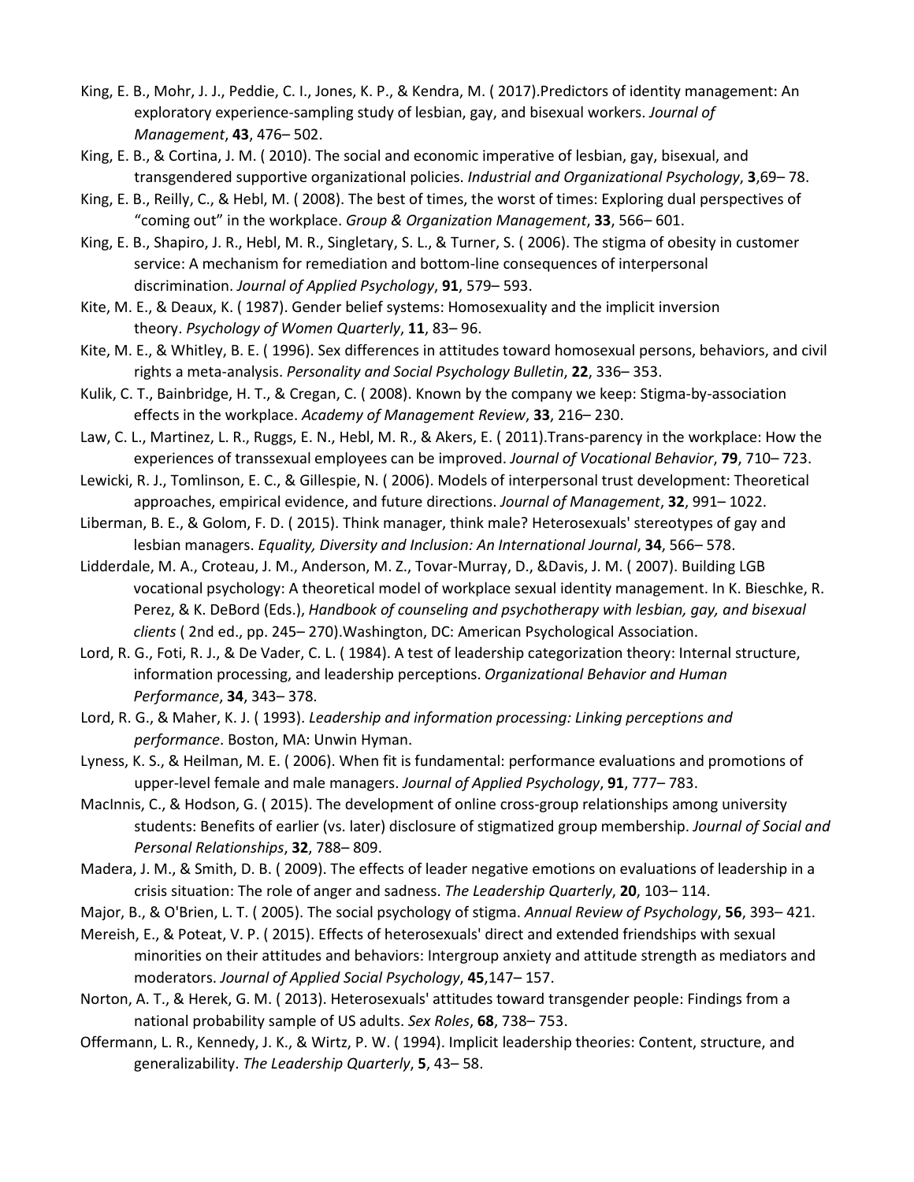King, E. B., Mohr, J. J., Peddie, C. I., Jones, K. P., & Kendra, M. ( 2017).Predictors of identity management: An exploratory experience-sampling study of lesbian, gay, and bisexual workers. *Journal of Management*, **43**, 476– 502.

King, E. B., & Cortina, J. M. ( 2010). The social and economic imperative of lesbian, gay, bisexual, and transgendered supportive organizational policies. *Industrial and Organizational Psychology*, **3**,69– 78.

King, E. B., Reilly, C., & Hebl, M. ( 2008). The best of times, the worst of times: Exploring dual perspectives of "coming out" in the workplace. *Group & Organization Management*, **33**, 566– 601.

King, E. B., Shapiro, J. R., Hebl, M. R., Singletary, S. L., & Turner, S. ( 2006). The stigma of obesity in customer service: A mechanism for remediation and bottom-line consequences of interpersonal discrimination. *Journal of Applied Psychology*, **91**, 579– 593.

Kite, M. E., & Deaux, K. ( 1987). Gender belief systems: Homosexuality and the implicit inversion theory. *Psychology of Women Quarterly*, **11**, 83– 96.

Kite, M. E., & Whitley, B. E. ( 1996). Sex differences in attitudes toward homosexual persons, behaviors, and civil rights a meta-analysis. *Personality and Social Psychology Bulletin*, **22**, 336– 353.

Kulik, C. T., Bainbridge, H. T., & Cregan, C. ( 2008). Known by the company we keep: Stigma-by-association effects in the workplace. *Academy of Management Review*, **33**, 216– 230.

Law, C. L., Martinez, L. R., Ruggs, E. N., Hebl, M. R., & Akers, E. ( 2011).Trans-parency in the workplace: How the experiences of transsexual employees can be improved. *Journal of Vocational Behavior*, **79**, 710– 723.

Lewicki, R. J., Tomlinson, E. C., & Gillespie, N. ( 2006). Models of interpersonal trust development: Theoretical approaches, empirical evidence, and future directions. *Journal of Management*, **32**, 991– 1022.

Liberman, B. E., & Golom, F. D. ( 2015). Think manager, think male? Heterosexuals' stereotypes of gay and lesbian managers. *Equality, Diversity and Inclusion: An International Journal*, **34**, 566– 578.

Lidderdale, M. A., Croteau, J. M., Anderson, M. Z., Tovar-Murray, D., &Davis, J. M. ( 2007). Building LGB vocational psychology: A theoretical model of workplace sexual identity management. In K. Bieschke, R. Perez, & K. DeBord (Eds.), *Handbook of counseling and psychotherapy with lesbian, gay, and bisexual clients* ( 2nd ed., pp. 245– 270).Washington, DC: American Psychological Association.

Lord, R. G., Foti, R. J., & De Vader, C. L. ( 1984). A test of leadership categorization theory: Internal structure, information processing, and leadership perceptions. *Organizational Behavior and Human Performance*, **34**, 343– 378.

Lord, R. G., & Maher, K. J. ( 1993). *Leadership and information processing: Linking perceptions and performance*. Boston, MA: Unwin Hyman.

Lyness, K. S., & Heilman, M. E. ( 2006). When fit is fundamental: performance evaluations and promotions of upper-level female and male managers. *Journal of Applied Psychology*, **91**, 777– 783.

MacInnis, C., & Hodson, G. ( 2015). The development of online cross-group relationships among university students: Benefits of earlier (vs. later) disclosure of stigmatized group membership. *Journal of Social and Personal Relationships*, **32**, 788– 809.

Madera, J. M., & Smith, D. B. ( 2009). The effects of leader negative emotions on evaluations of leadership in a crisis situation: The role of anger and sadness. *The Leadership Quarterly*, **20**, 103– 114.

Major, B., & O'Brien, L. T. ( 2005). The social psychology of stigma. *Annual Review of Psychology*, **56**, 393– 421.

Mereish, E., & Poteat, V. P. ( 2015). Effects of heterosexuals' direct and extended friendships with sexual minorities on their attitudes and behaviors: Intergroup anxiety and attitude strength as mediators and moderators. *Journal of Applied Social Psychology*, **45**,147– 157.

Norton, A. T., & Herek, G. M. ( 2013). Heterosexuals' attitudes toward transgender people: Findings from a national probability sample of US adults. *Sex Roles*, **68**, 738– 753.

Offermann, L. R., Kennedy, J. K., & Wirtz, P. W. ( 1994). Implicit leadership theories: Content, structure, and generalizability. *The Leadership Quarterly*, **5**, 43– 58.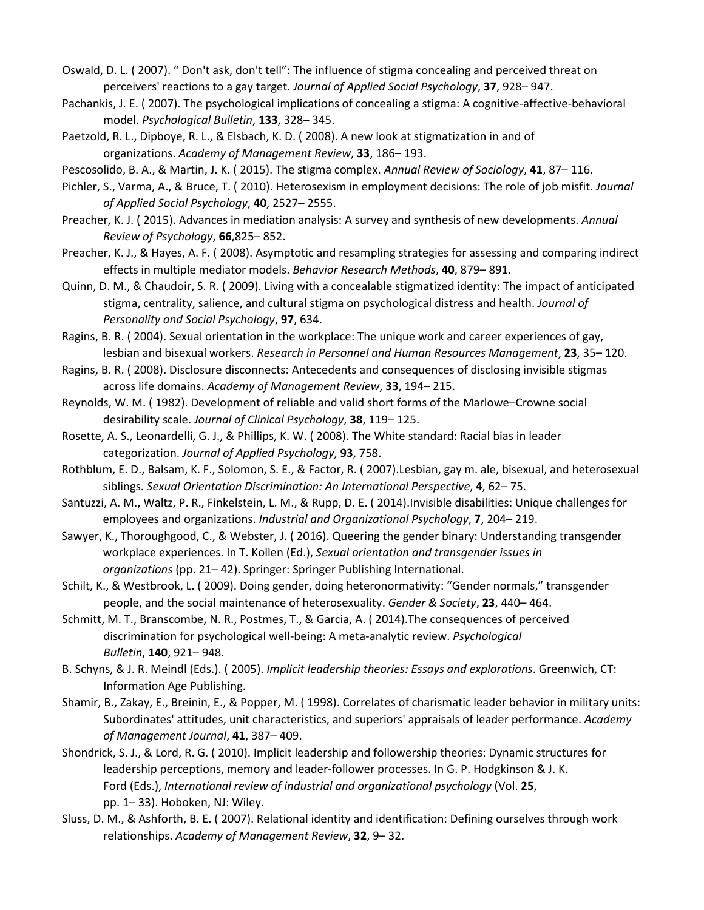Oswald, D. L. ( 2007). " Don't ask, don't tell": The influence of stigma concealing and perceived threat on perceivers' reactions to a gay target. *Journal of Applied Social Psychology*, **37**, 928– 947.

Pachankis, J. E. ( 2007). The psychological implications of concealing a stigma: A cognitive-affective-behavioral model. *Psychological Bulletin*, **133**, 328– 345.

Paetzold, R. L., Dipboye, R. L., & Elsbach, K. D. ( 2008). A new look at stigmatization in and of organizations. *Academy of Management Review*, **33**, 186– 193.

Pescosolido, B. A., & Martin, J. K. ( 2015). The stigma complex. *Annual Review of Sociology*, **41**, 87– 116.

Pichler, S., Varma, A., & Bruce, T. ( 2010). Heterosexism in employment decisions: The role of job misfit. *Journal of Applied Social Psychology*, **40**, 2527– 2555.

Preacher, K. J. ( 2015). Advances in mediation analysis: A survey and synthesis of new developments. *Annual Review of Psychology*, **66**,825– 852.

Preacher, K. J., & Hayes, A. F. ( 2008). Asymptotic and resampling strategies for assessing and comparing indirect effects in multiple mediator models. *Behavior Research Methods*, **40**, 879– 891.

Quinn, D. M., & Chaudoir, S. R. ( 2009). Living with a concealable stigmatized identity: The impact of anticipated stigma, centrality, salience, and cultural stigma on psychological distress and health. *Journal of Personality and Social Psychology*, **97**, 634.

Ragins, B. R. ( 2004). Sexual orientation in the workplace: The unique work and career experiences of gay, lesbian and bisexual workers. *Research in Personnel and Human Resources Management*, **23**, 35– 120.

Ragins, B. R. ( 2008). Disclosure disconnects: Antecedents and consequences of disclosing invisible stigmas across life domains. *Academy of Management Review*, **33**, 194– 215.

Reynolds, W. M. ( 1982). Development of reliable and valid short forms of the Marlowe–Crowne social desirability scale. *Journal of Clinical Psychology*, **38**, 119– 125.

Rosette, A. S., Leonardelli, G. J., & Phillips, K. W. ( 2008). The White standard: Racial bias in leader categorization. *Journal of Applied Psychology*, **93**, 758.

Rothblum, E. D., Balsam, K. F., Solomon, S. E., & Factor, R. ( 2007).Lesbian, gay m. ale, bisexual, and heterosexual siblings. *Sexual Orientation Discrimination: An International Perspective*, **4**, 62– 75.

Santuzzi, A. M., Waltz, P. R., Finkelstein, L. M., & Rupp, D. E. ( 2014).Invisible disabilities: Unique challenges for employees and organizations. *Industrial and Organizational Psychology*, **7**, 204– 219.

Sawyer, K., Thoroughgood, C., & Webster, J. ( 2016). Queering the gender binary: Understanding transgender workplace experiences. In T. Kollen (Ed.), *Sexual orientation and transgender issues in organizations* (pp. 21– 42). Springer: Springer Publishing International.

Schilt, K., & Westbrook, L. ( 2009). Doing gender, doing heteronormativity: "Gender normals," transgender people, and the social maintenance of heterosexuality. *Gender & Society*, **23**, 440– 464.

Schmitt, M. T., Branscombe, N. R., Postmes, T., & Garcia, A. ( 2014).The consequences of perceived discrimination for psychological well-being: A meta-analytic review. *Psychological Bulletin*, **140**, 921– 948.

B. Schyns, & J. R. Meindl (Eds.). ( 2005). *Implicit leadership theories: Essays and explorations*. Greenwich, CT: Information Age Publishing.

Shamir, B., Zakay, E., Breinin, E., & Popper, M. ( 1998). Correlates of charismatic leader behavior in military units: Subordinates' attitudes, unit characteristics, and superiors' appraisals of leader performance. *Academy of Management Journal*, **41**, 387– 409.

Shondrick, S. J., & Lord, R. G. ( 2010). Implicit leadership and followership theories: Dynamic structures for leadership perceptions, memory and leader-follower processes. In G. P. Hodgkinson & J. K. Ford (Eds.), *International review of industrial and organizational psychology* (Vol. **25**, pp. 1– 33). Hoboken, NJ: Wiley.

Sluss, D. M., & Ashforth, B. E. ( 2007). Relational identity and identification: Defining ourselves through work relationships. *Academy of Management Review*, **32**, 9– 32.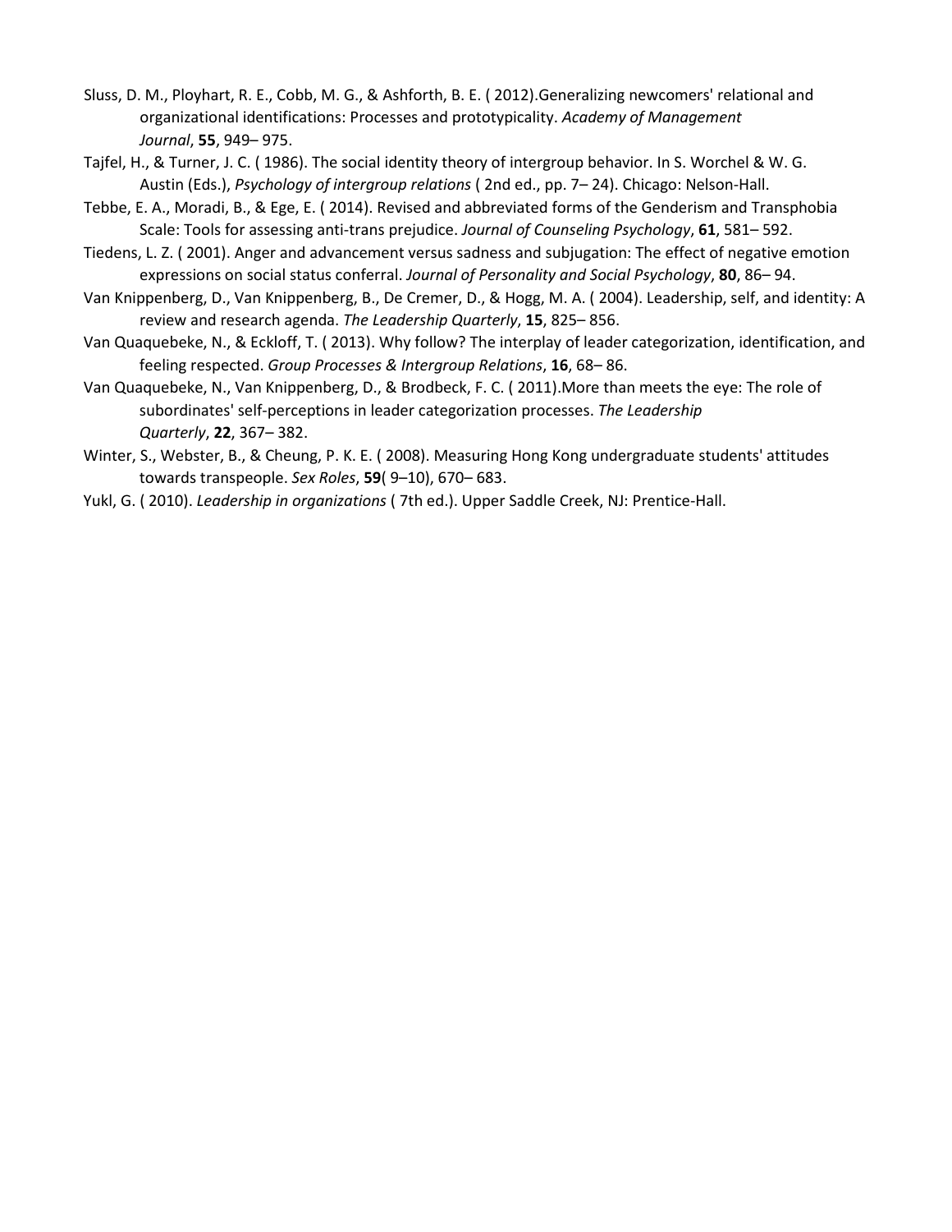Sluss, D. M., Ployhart, R. E., Cobb, M. G., & Ashforth, B. E. ( 2012).Generalizing newcomers' relational and organizational identifications: Processes and prototypicality. *Academy of Management Journal*, **55**, 949– 975.

Tajfel, H., & Turner, J. C. ( 1986). The social identity theory of intergroup behavior. In S. Worchel & W. G. Austin (Eds.), *Psychology of intergroup relations* ( 2nd ed., pp. 7– 24). Chicago: Nelson-Hall.

Tebbe, E. A., Moradi, B., & Ege, E. ( 2014). Revised and abbreviated forms of the Genderism and Transphobia Scale: Tools for assessing anti-trans prejudice. *Journal of Counseling Psychology*, **61**, 581– 592.

Tiedens, L. Z. ( 2001). Anger and advancement versus sadness and subjugation: The effect of negative emotion expressions on social status conferral. *Journal of Personality and Social Psychology*, **80**, 86– 94.

Van Knippenberg, D., Van Knippenberg, B., De Cremer, D., & Hogg, M. A. ( 2004). Leadership, self, and identity: A review and research agenda. *The Leadership Quarterly*, **15**, 825– 856.

Van Quaquebeke, N., & Eckloff, T. ( 2013). Why follow? The interplay of leader categorization, identification, and feeling respected. *Group Processes & Intergroup Relations*, **16**, 68– 86.

Van Quaquebeke, N., Van Knippenberg, D., & Brodbeck, F. C. ( 2011).More than meets the eye: The role of subordinates' self-perceptions in leader categorization processes. *The Leadership Quarterly*, **22**, 367– 382.

Winter, S., Webster, B., & Cheung, P. K. E. ( 2008). Measuring Hong Kong undergraduate students' attitudes towards transpeople. *Sex Roles*, **59**( 9–10), 670– 683.

Yukl, G. ( 2010). *Leadership in organizations* ( 7th ed.). Upper Saddle Creek, NJ: Prentice-Hall.